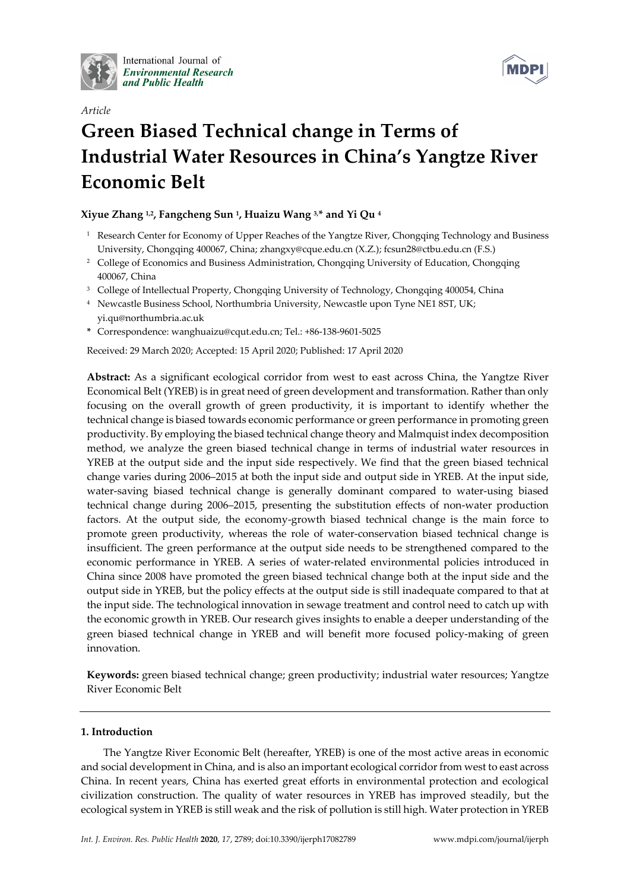International Journal of *Environmental Research and Public Health*

*Article*

# Green Biased Technical change in Terms of Industrial Water Resources in China's Yangtze River Economic Belt

**Xiyue Zhang [1,2], Fangcheng Sun [1], Huaizu Wang [3,*] and Yi Qu [4]**

[1] Research Center for Economy of Upper Reaches of the Yangtze River, Chongqing Technology and Business University, Chongqing 400067, China; zhangxy@cque.edu.cn (X.Z.); fcsun28@ctbu.edu.cn (F.S.)

[2] College of Economics and Business Administration, Chongqing University of Education, Chongqing 400067, China

[3] College of Intellectual Property, Chongqing University of Technology, Chongqing 400054, China

[4] Newcastle Business School, Northumbria University, Newcastle upon Tyne NE1 8ST, UK; yi.qu@northumbria.ac.uk

* Correspondence: wanghuaizu@cqut.edu.cn; Tel.: +86-138-9601-5025

Received: 29 March 2020; Accepted: 15 April 2020; Published: 17 April 2020

**Abstract:** As a significant ecological corridor from west to east across China, the Yangtze River Economical Belt (YREB) is in great need of green development and transformation. Rather than only focusing on the overall growth of green productivity, it is important to identify whether the technical change is biased towards economic performance or green performance in promoting green productivity. By employing the biased technical change theory and Malmquist index decomposition method, we analyze the green biased technical change in terms of industrial water resources in YREB at the output side and the input side respectively. We find that the green biased technical change varies during 2006–2015 at both the input side and output side in YREB. At the input side, water-saving biased technical change is generally dominant compared to water-using biased technical change during 2006–2015, presenting the substitution effects of non-water production factors. At the output side, the economy-growth biased technical change is the main force to promote green productivity, whereas the role of water-conservation biased technical change is insufficient. The green performance at the output side needs to be strengthened compared to the economic performance in YREB. A series of water-related environmental policies introduced in China since 2008 have promoted the green biased technical change both at the input side and the output side in YREB, but the policy effects at the output side is still inadequate compared to that at the input side. The technological innovation in sewage treatment and control need to catch up with the economic growth in YREB. Our research gives insights to enable a deeper understanding of the green biased technical change in YREB and will benefit more focused policy-making of green innovation.

**Keywords:** green biased technical change; green productivity; industrial water resources; Yangtze River Economic Belt

## 1. Introduction

The Yangtze River Economic Belt (hereafter, YREB) is one of the most active areas in economic and social development in China, and is also an important ecological corridor from west to east across China. In recent years, China has exerted great efforts in environmental protection and ecological civilization construction. The quality of water resources in YREB has improved steadily, but the ecological system in YREB is still weak and the risk of pollution is still high. Water protection in YREB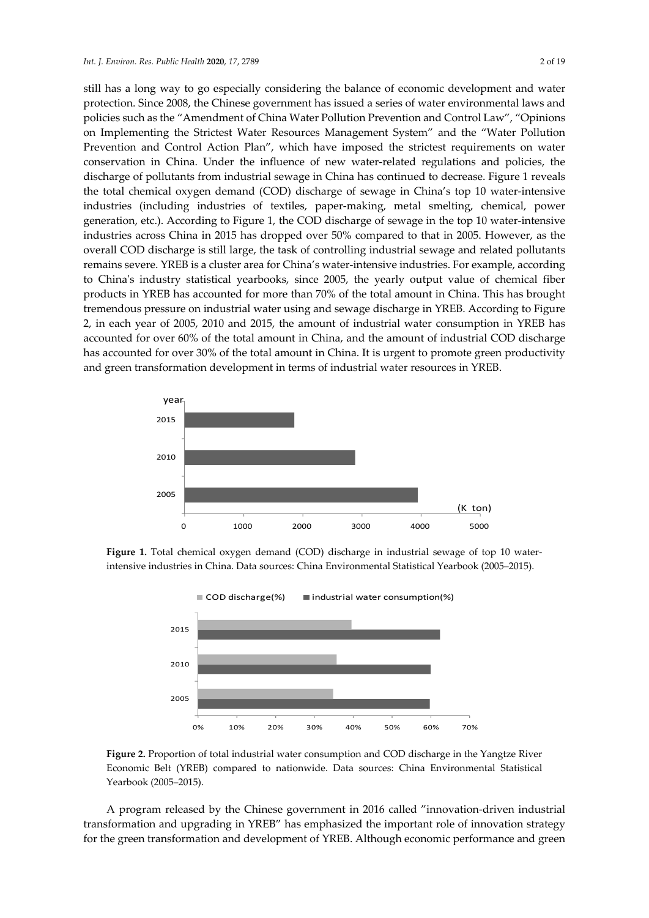still has a long way to go especially considering the balance of economic development and water protection. Since 2008, the Chinese government has issued a series of water environmental laws and policies such as the "Amendment of China Water Pollution Prevention and Control Law", "Opinions on Implementing the Strictest Water Resources Management System" and the "Water Pollution Prevention and Control Action Plan", which have imposed the strictest requirements on water conservation in China. Under the influence of new water-related regulations and policies, the discharge of pollutants from industrial sewage in China has continued to decrease. Figure 1 reveals the total chemical oxygen demand (COD) discharge of sewage in China's top 10 water-intensive industries (including industries of textiles, paper-making, metal smelting, chemical, power generation, etc.). According to Figure 1, the COD discharge of sewage in the top 10 water-intensive industries across China in 2015 has dropped over 50% compared to that in 2005. However, as the overall COD discharge is still large, the task of controlling industrial sewage and related pollutants remains severe. YREB is a cluster area for China's water-intensive industries. For example, according to China's industry statistical yearbooks, since 2005, the yearly output value of chemical fiber products in YREB has accounted for more than 70% of the total amount in China. This has brought tremendous pressure on industrial water using and sewage discharge in YREB. According to Figure 2, in each year of 2005, 2010 and 2015, the amount of industrial water consumption in YREB has accounted for over 60% of the total amount in China, and the amount of industrial COD discharge has accounted for over 30% of the total amount in China. It is urgent to promote green productivity and green transformation development in terms of industrial water resources in YREB.

**Figure 1.** Total chemical oxygen demand (COD) discharge in industrial sewage of top 10 water-intensive industries in China. Data sources: China Environmental Statistical Yearbook (2005–2015).

**Figure 2.** Proportion of total industrial water consumption and COD discharge in the Yangtze River Economic Belt (YREB) compared to nationwide. Data sources: China Environmental Statistical Yearbook (2005–2015).

A program released by the Chinese government in 2016 called "innovation-driven industrial transformation and upgrading in YREB" has emphasized the important role of innovation strategy for the green transformation and development of YREB. Although economic performance and green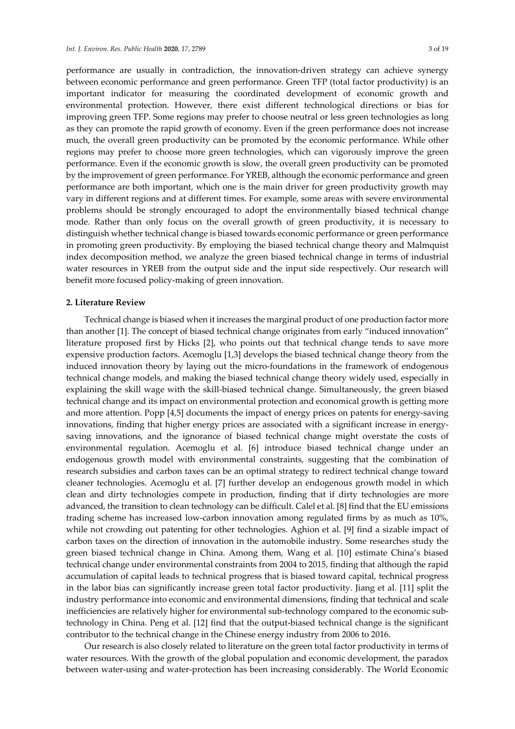performance are usually in contradiction, the innovation-driven strategy can achieve synergy between economic performance and green performance. Green TFP (total factor productivity) is an important indicator for measuring the coordinated development of economic growth and environmental protection. However, there exist different technological directions or bias for improving green TFP. Some regions may prefer to choose neutral or less green technologies as long as they can promote the rapid growth of economy. Even if the green performance does not increase much, the overall green productivity can be promoted by the economic performance. While other regions may prefer to choose more green technologies, which can vigorously improve the green performance. Even if the economic growth is slow, the overall green productivity can be promoted by the improvement of green performance. For YREB, although the economic performance and green performance are both important, which one is the main driver for green productivity growth may vary in different regions and at different times. For example, some areas with severe environmental problems should be strongly encouraged to adopt the environmentally biased technical change mode. Rather than only focus on the overall growth of green productivity, it is necessary to distinguish whether technical change is biased towards economic performance or green performance in promoting green productivity. By employing the biased technical change theory and Malmquist index decomposition method, we analyze the green biased technical change in terms of industrial water resources in YREB from the output side and the input side respectively. Our research will benefit more focused policy-making of green innovation.

## 2. Literature Review

Technical change is biased when it increases the marginal product of one production factor more than another [1]. The concept of biased technical change originates from early "induced innovation" literature proposed first by Hicks [2], who points out that technical change tends to save more expensive production factors. Acemoglu [1,3] develops the biased technical change theory from the induced innovation theory by laying out the micro-foundations in the framework of endogenous technical change models, and making the biased technical change theory widely used, especially in explaining the skill wage with the skill-biased technical change. Simultaneously, the green biased technical change and its impact on environmental protection and economical growth is getting more and more attention. Popp [4,5] documents the impact of energy prices on patents for energy-saving innovations, finding that higher energy prices are associated with a significant increase in energy-saving innovations, and the ignorance of biased technical change might overstate the costs of environmental regulation. Acemoglu et al. [6] introduce biased technical change under an endogenous growth model with environmental constraints, suggesting that the combination of research subsidies and carbon taxes can be an optimal strategy to redirect technical change toward cleaner technologies. Acemoglu et al. [7] further develop an endogenous growth model in which clean and dirty technologies compete in production, finding that if dirty technologies are more advanced, the transition to clean technology can be difficult. Calel et al. [8] find that the EU emissions trading scheme has increased low-carbon innovation among regulated firms by as much as 10%, while not crowding out patenting for other technologies. Aghion et al. [9] find a sizable impact of carbon taxes on the direction of innovation in the automobile industry. Some researches study the green biased technical change in China. Among them, Wang et al. [10] estimate China's biased technical change under environmental constraints from 2004 to 2015, finding that although the rapid accumulation of capital leads to technical progress that is biased toward capital, technical progress in the labor bias can significantly increase green total factor productivity. Jiang et al. [11] split the industry performance into economic and environmental dimensions, finding that technical and scale inefficiencies are relatively higher for environmental sub-technology compared to the economic sub-technology in China. Peng et al. [12] find that the output-biased technical change is the significant contributor to the technical change in the Chinese energy industry from 2006 to 2016.

Our research is also closely related to literature on the green total factor productivity in terms of water resources. With the growth of the global population and economic development, the paradox between water-using and water-protection has been increasing considerably. The World Economic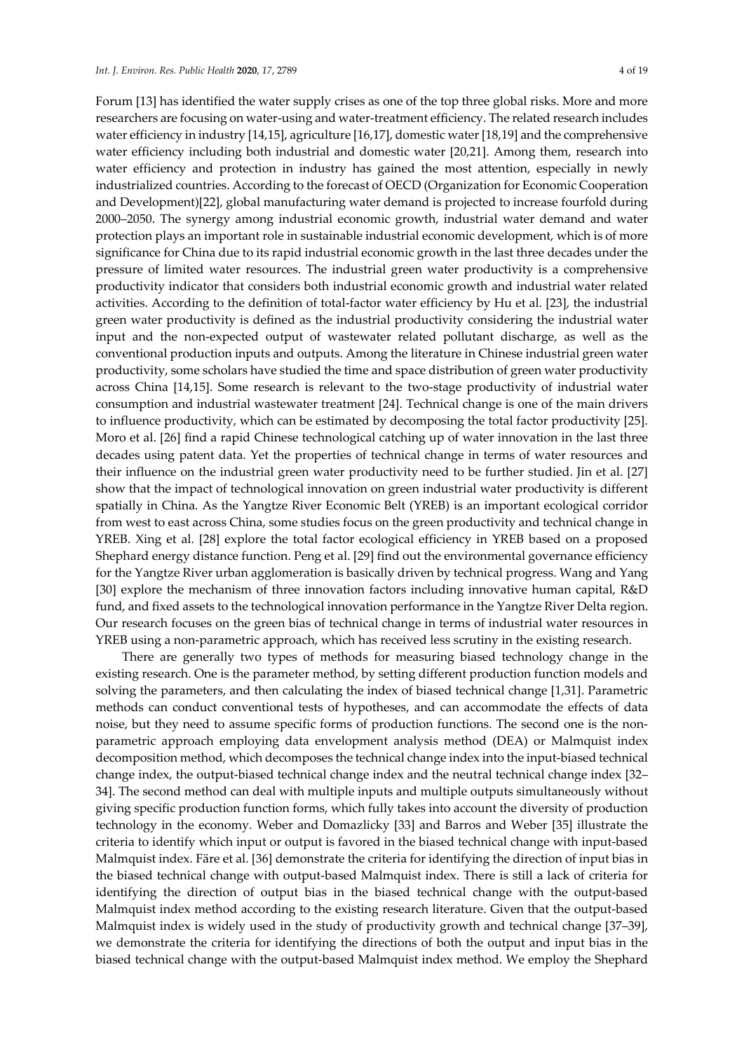Forum [13] has identified the water supply crises as one of the top three global risks. More and more researchers are focusing on water-using and water-treatment efficiency. The related research includes water efficiency in industry [14,15], agriculture [16,17], domestic water [18,19] and the comprehensive water efficiency including both industrial and domestic water [20,21]. Among them, research into water efficiency and protection in industry has gained the most attention, especially in newly industrialized countries. According to the forecast of OECD (Organization for Economic Cooperation and Development)[22], global manufacturing water demand is projected to increase fourfold during 2000–2050. The synergy among industrial economic growth, industrial water demand and water protection plays an important role in sustainable industrial economic development, which is of more significance for China due to its rapid industrial economic growth in the last three decades under the pressure of limited water resources. The industrial green water productivity is a comprehensive productivity indicator that considers both industrial economic growth and industrial water related activities. According to the definition of total-factor water efficiency by Hu et al. [23], the industrial green water productivity is defined as the industrial productivity considering the industrial water input and the non-expected output of wastewater related pollutant discharge, as well as the conventional production inputs and outputs. Among the literature in Chinese industrial green water productivity, some scholars have studied the time and space distribution of green water productivity across China [14,15]. Some research is relevant to the two-stage productivity of industrial water consumption and industrial wastewater treatment [24]. Technical change is one of the main drivers to influence productivity, which can be estimated by decomposing the total factor productivity [25]. Moro et al. [26] find a rapid Chinese technological catching up of water innovation in the last three decades using patent data. Yet the properties of technical change in terms of water resources and their influence on the industrial green water productivity need to be further studied. Jin et al. [27] show that the impact of technological innovation on green industrial water productivity is different spatially in China. As the Yangtze River Economic Belt (YREB) is an important ecological corridor from west to east across China, some studies focus on the green productivity and technical change in YREB. Xing et al. [28] explore the total factor ecological efficiency in YREB based on a proposed Shephard energy distance function. Peng et al. [29] find out the environmental governance efficiency for the Yangtze River urban agglomeration is basically driven by technical progress. Wang and Yang [30] explore the mechanism of three innovation factors including innovative human capital, R&D fund, and fixed assets to the technological innovation performance in the Yangtze River Delta region. Our research focuses on the green bias of technical change in terms of industrial water resources in YREB using a non-parametric approach, which has received less scrutiny in the existing research.

There are generally two types of methods for measuring biased technology change in the existing research. One is the parameter method, by setting different production function models and solving the parameters, and then calculating the index of biased technical change [1,31]. Parametric methods can conduct conventional tests of hypotheses, and can accommodate the effects of data noise, but they need to assume specific forms of production functions. The second one is the non-parametric approach employing data envelopment analysis method (DEA) or Malmquist index decomposition method, which decomposes the technical change index into the input-biased technical change index, the output-biased technical change index and the neutral technical change index [32–34]. The second method can deal with multiple inputs and multiple outputs simultaneously without giving specific production function forms, which fully takes into account the diversity of production technology in the economy. Weber and Domazlicky [33] and Barros and Weber [35] illustrate the criteria to identify which input or output is favored in the biased technical change with input-based Malmquist index. Färe et al. [36] demonstrate the criteria for identifying the direction of input bias in the biased technical change with output-based Malmquist index. There is still a lack of criteria for identifying the direction of output bias in the biased technical change with the output-based Malmquist index method according to the existing research literature. Given that the output-based Malmquist index is widely used in the study of productivity growth and technical change [37–39], we demonstrate the criteria for identifying the directions of both the output and input bias in the biased technical change with the output-based Malmquist index method. We employ the Shephard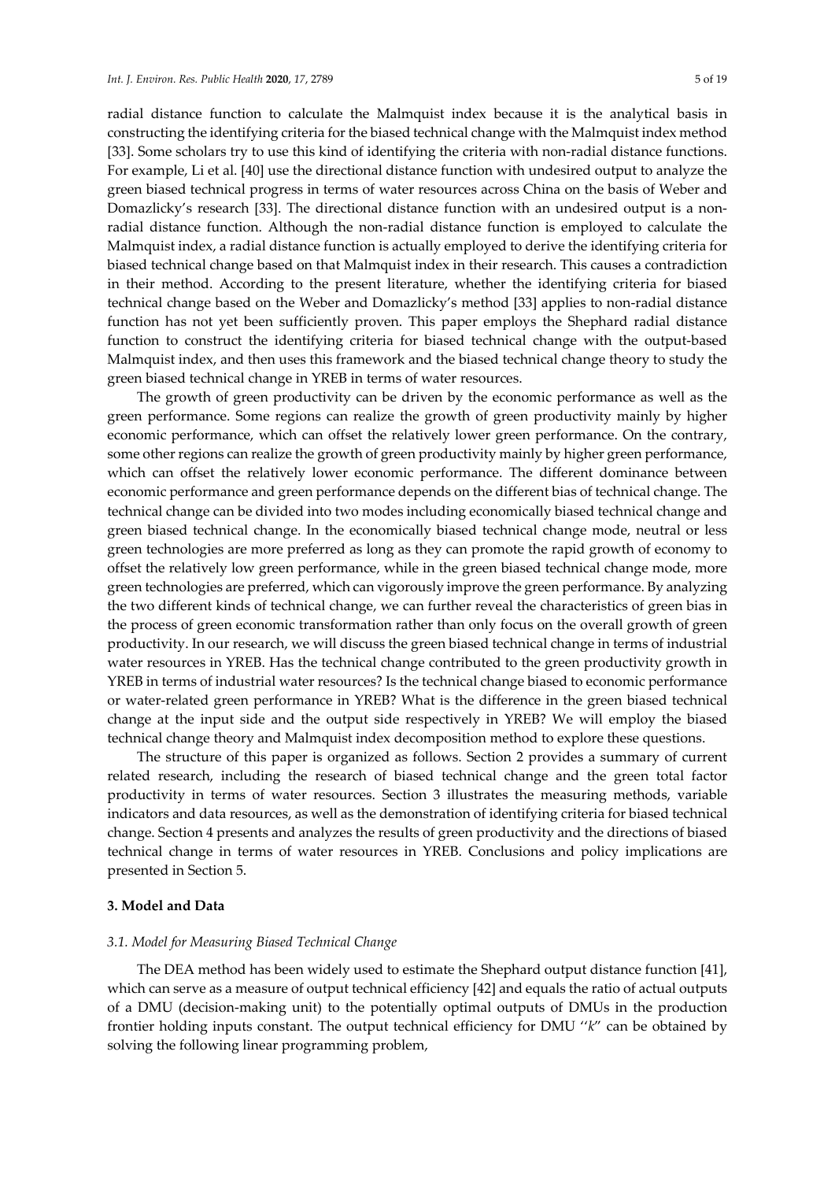radial distance function to calculate the Malmquist index because it is the analytical basis in constructing the identifying criteria for the biased technical change with the Malmquist index method [33]. Some scholars try to use this kind of identifying the criteria with non-radial distance functions. For example, Li et al. [40] use the directional distance function with undesired output to analyze the green biased technical progress in terms of water resources across China on the basis of Weber and Domazlicky's research [33]. The directional distance function with an undesired output is a non-radial distance function. Although the non-radial distance function is employed to calculate the Malmquist index, a radial distance function is actually employed to derive the identifying criteria for biased technical change based on that Malmquist index in their research. This causes a contradiction in their method. According to the present literature, whether the identifying criteria for biased technical change based on the Weber and Domazlicky's method [33] applies to non-radial distance function has not yet been sufficiently proven. This paper employs the Shephard radial distance function to construct the identifying criteria for biased technical change with the output-based Malmquist index, and then uses this framework and the biased technical change theory to study the green biased technical change in YREB in terms of water resources.

The growth of green productivity can be driven by the economic performance as well as the green performance. Some regions can realize the growth of green productivity mainly by higher economic performance, which can offset the relatively lower green performance. On the contrary, some other regions can realize the growth of green productivity mainly by higher green performance, which can offset the relatively lower economic performance. The different dominance between economic performance and green performance depends on the different bias of technical change. The technical change can be divided into two modes including economically biased technical change and green biased technical change. In the economically biased technical change mode, neutral or less green technologies are more preferred as long as they can promote the rapid growth of economy to offset the relatively low green performance, while in the green biased technical change mode, more green technologies are preferred, which can vigorously improve the green performance. By analyzing the two different kinds of technical change, we can further reveal the characteristics of green bias in the process of green economic transformation rather than only focus on the overall growth of green productivity. In our research, we will discuss the green biased technical change in terms of industrial water resources in YREB. Has the technical change contributed to the green productivity growth in YREB in terms of industrial water resources? Is the technical change biased to economic performance or water-related green performance in YREB? What is the difference in the green biased technical change at the input side and the output side respectively in YREB? We will employ the biased technical change theory and Malmquist index decomposition method to explore these questions.

The structure of this paper is organized as follows. Section 2 provides a summary of current related research, including the research of biased technical change and the green total factor productivity in terms of water resources. Section 3 illustrates the measuring methods, variable indicators and data resources, as well as the demonstration of identifying criteria for biased technical change. Section 4 presents and analyzes the results of green productivity and the directions of biased technical change in terms of water resources in YREB. Conclusions and policy implications are presented in Section 5.

## 3. Model and Data

### *3.1. Model for Measuring Biased Technical Change*

The DEA method has been widely used to estimate the Shephard output distance function [41], which can serve as a measure of output technical efficiency [42] and equals the ratio of actual outputs of a DMU (decision-making unit) to the potentially optimal outputs of DMUs in the production frontier holding inputs constant. The output technical efficiency for DMU "*k*" can be obtained by solving the following linear programming problem,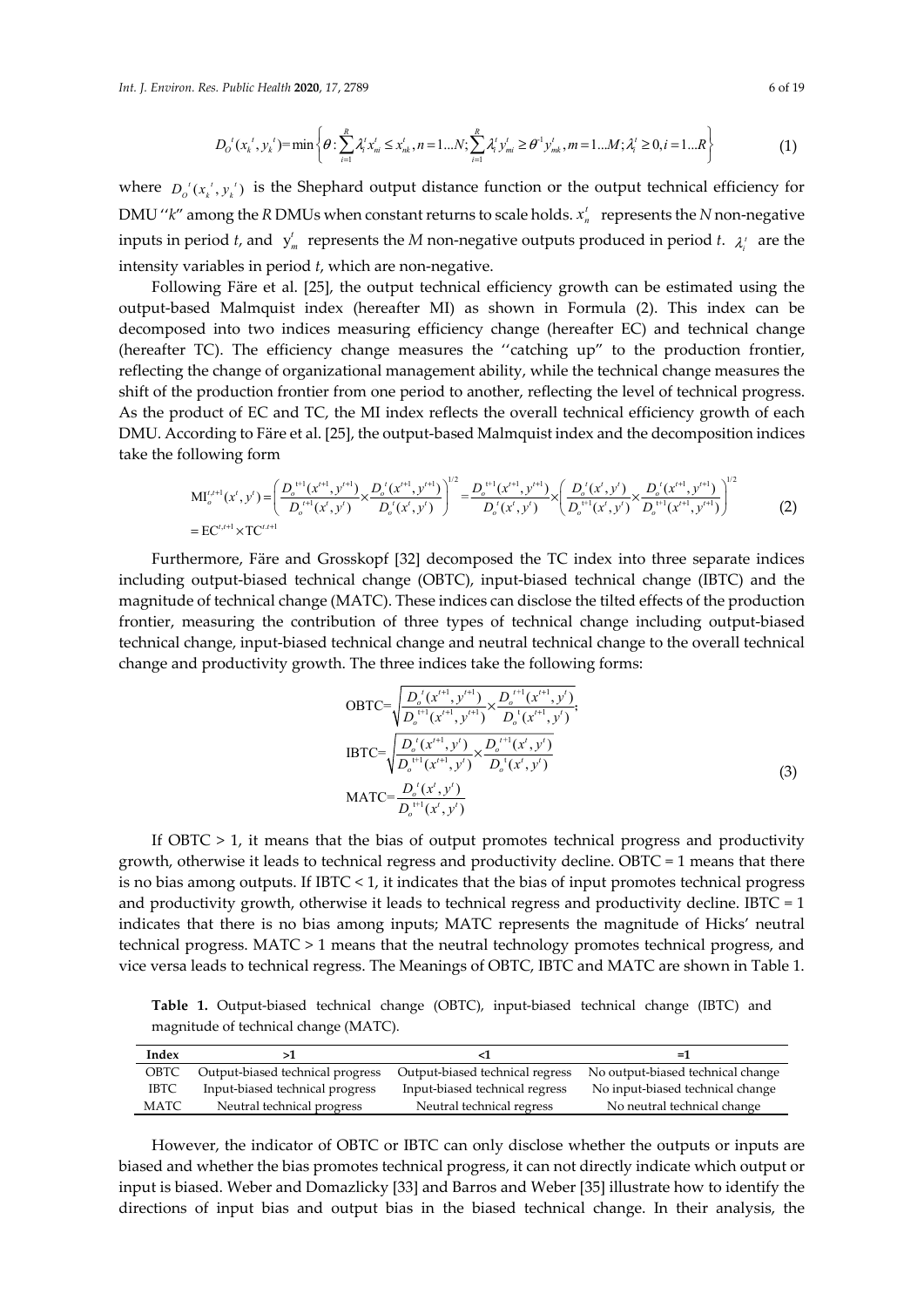$$D_O{}^t(x_k{}^t, y_k{}^t) = \min\left\{\theta : \sum_{i=1}^{R} \lambda_i^t x_{ni}^t \le x_{nk}^t, n = 1...N; \sum_{i=1}^{R} \lambda_i^t y_{mi}^t \ge \theta^{-1} y_{mk}^t, m = 1...M; \lambda_i^t \ge 0, i = 1...R\right\} \quad (1)$$

where $D_O{}^t(x_k{}^t, y_k{}^t)$ is the Shephard output distance function or the output technical efficiency for DMU "$k$" among the $R$ DMUs when constant returns to scale holds. $x_n^t$ represents the $N$ non-negative inputs in period $t$, and $y_m^t$ represents the $M$ non-negative outputs produced in period $t$. $\lambda_i^t$ are the intensity variables in period $t$, which are non-negative.

Following Färe et al. [25], the output technical efficiency growth can be estimated using the output-based Malmquist index (hereafter MI) as shown in Formula (2). This index can be decomposed into two indices measuring efficiency change (hereafter EC) and technical change (hereafter TC). The efficiency change measures the "catching up" to the production frontier, reflecting the change of organizational management ability, while the technical change measures the shift of the production frontier from one period to another, reflecting the level of technical progress. As the product of EC and TC, the MI index reflects the overall technical efficiency growth of each DMU. According to Färe et al. [25], the output-based Malmquist index and the decomposition indices take the following form

$$\begin{aligned}
\mathrm{MI}_o^{t,t+1}(x^t, y^t) &= \left(\frac{D_o{}^{t+1}(x^{t+1}, y^{t+1})}{D_o{}^{t+1}(x^t, y^t)} \times \frac{D_o{}^t(x^{t+1}, y^{t+1})}{D_o{}^t(x^t, y^t)}\right)^{1/2} = \frac{D_o{}^{t+1}(x^{t+1}, y^{t+1})}{D_o{}^t(x^t, y^t)} \times \left(\frac{D_o{}^t(x^t, y^t)}{D_o{}^{t+1}(x^t, y^t)} \times \frac{D_o{}^t(x^{t+1}, y^{t+1})}{D_o{}^{t+1}(x^{t+1}, y^{t+1})}\right)^{1/2} \\
&= \mathrm{EC}^{t,t+1} \times \mathrm{TC}^{t,t+1}
\end{aligned} \quad (2)$$

Furthermore, Färe and Grosskopf [32] decomposed the TC index into three separate indices including output-biased technical change (OBTC), input-biased technical change (IBTC) and the magnitude of technical change (MATC). These indices can disclose the tilted effects of the production frontier, measuring the contribution of three types of technical change including output-biased technical change, input-biased technical change and neutral technical change to the overall technical change and productivity growth. The three indices take the following forms:

$$\begin{aligned}
\mathrm{OBTC} &= \sqrt{\frac{D_o{}^t(x^{t+1}, y^{t+1})}{D_o{}^{t+1}(x^{t+1}, y^{t+1})} \times \frac{D_o{}^{t+1}(x^{t+1}, y^t)}{D_o{}^t(x^{t+1}, y^t)}}; \\
\mathrm{IBTC} &= \sqrt{\frac{D_o{}^t(x^{t+1}, y^t)}{D_o{}^{t+1}(x^{t+1}, y^t)} \times \frac{D_o{}^{t+1}(x^t, y^t)}{D_o{}^t(x^t, y^t)}} \\
\mathrm{MATC} &= \frac{D_o{}^t(x^t, y^t)}{D_o{}^{t+1}(x^t, y^t)}
\end{aligned} \quad (3)$$

If OBTC > 1, it means that the bias of output promotes technical progress and productivity growth, otherwise it leads to technical regress and productivity decline. OBTC = 1 means that there is no bias among outputs. If IBTC < 1, it indicates that the bias of input promotes technical progress and productivity growth, otherwise it leads to technical regress and productivity decline. IBTC = 1 indicates that there is no bias among inputs; MATC represents the magnitude of Hicks' neutral technical progress. MATC > 1 means that the neutral technology promotes technical progress, and vice versa leads to technical regress. The Meanings of OBTC, IBTC and MATC are shown in Table 1.

**Table 1.** Output-biased technical change (OBTC), input-biased technical change (IBTC) and magnitude of technical change (MATC).

| Index | >1 | <1 | =1 |
|---|---|---|---|
| OBTC | Output-biased technical progress | Output-biased technical regress | No output-biased technical change |
| IBTC | Input-biased technical progress | Input-biased technical regress | No input-biased technical change |
| MATC | Neutral technical progress | Neutral technical regress | No neutral technical change |

However, the indicator of OBTC or IBTC can only disclose whether the outputs or inputs are biased and whether the bias promotes technical progress, it can not directly indicate which output or input is biased. Weber and Domazlicky [33] and Barros and Weber [35] illustrate how to identify the directions of input bias and output bias in the biased technical change. In their analysis, the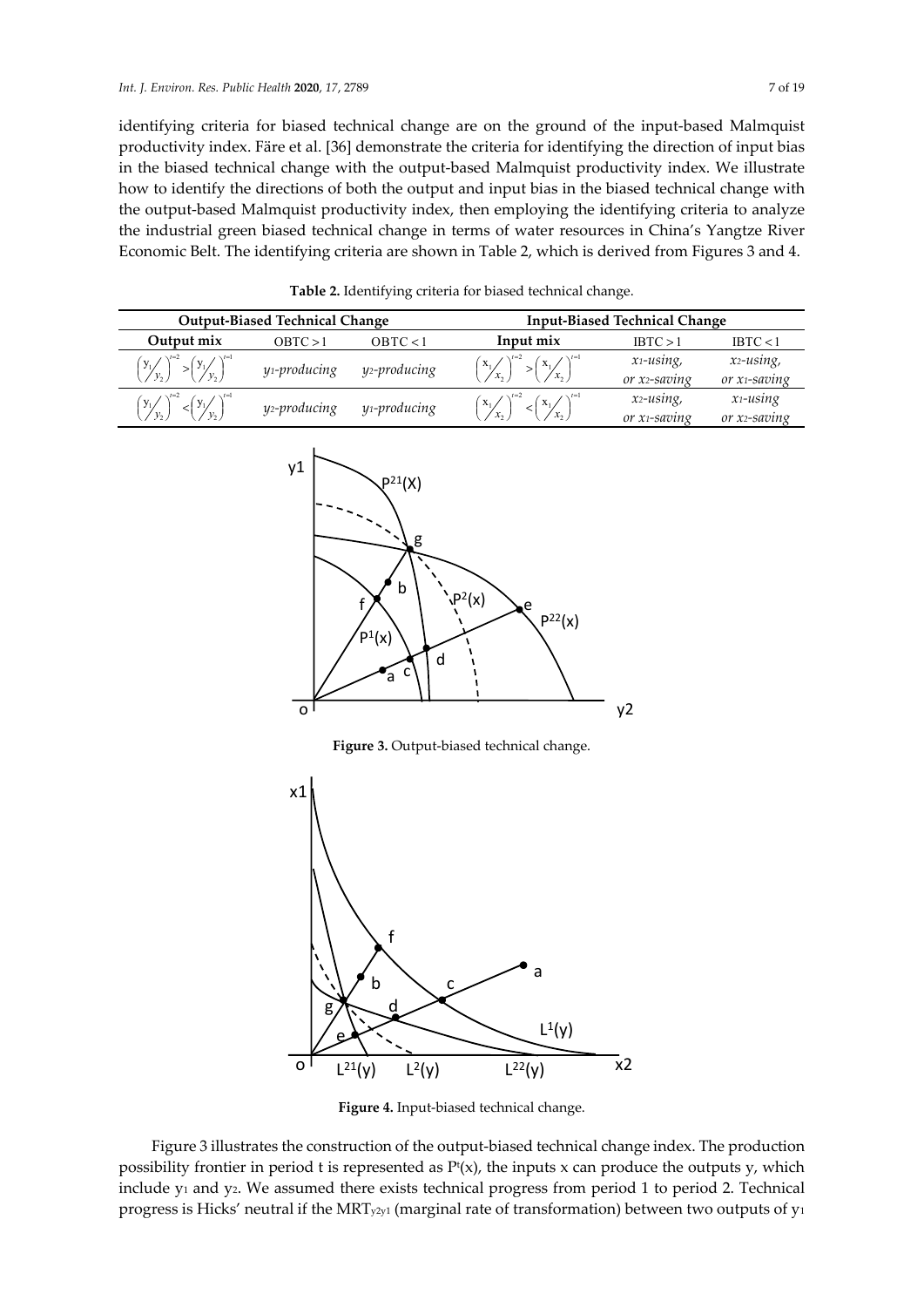identifying criteria for biased technical change are on the ground of the input-based Malmquist productivity index. Färe et al. [36] demonstrate the criteria for identifying the direction of input bias in the biased technical change with the output-based Malmquist productivity index. We illustrate how to identify the directions of both the output and input bias in the biased technical change with the output-based Malmquist productivity index, then employing the identifying criteria to analyze the industrial green biased technical change in terms of water resources in China's Yangtze River Economic Belt. The identifying criteria are shown in Table 2, which is derived from Figures 3 and 4.

**Table 2.** Identifying criteria for biased technical change.

| Output-Biased Technical Change | | | Input-Biased Technical Change | | |
|---|---|---|---|---|---|
| **Output mix** | OBTC > 1 | OBTC < 1 | **Input mix** | IBTC > 1 | IBTC < 1 |
| $\left(\frac{y_1}{y_2}\right)^{t=2} > \left(\frac{y_1}{y_2}\right)^{t=1}$ | *$y_1$-producing* | *$y_2$-producing* | $\left(\frac{x_1}{x_2}\right)^{t=2} > \left(\frac{x_1}{x_2}\right)^{t=1}$ | *$x_1$-using, or $x_2$-saving* | *$x_2$-using, or $x_1$-saving* |
| $\left(\frac{y_1}{y_2}\right)^{t=2} < \left(\frac{y_1}{y_2}\right)^{t=1}$ | *$y_2$-producing* | *$y_1$-producing* | $\left(\frac{x_1}{x_2}\right)^{t=2} < \left(\frac{x_1}{x_2}\right)^{t=1}$ | *$x_2$-using, or $x_1$-saving* | *$x_1$-using or $x_2$-saving* |

**Figure 3.** Output-biased technical change.

**Figure 4.** Input-biased technical change.

Figure 3 illustrates the construction of the output-biased technical change index. The production possibility frontier in period t is represented as $P^t(x)$, the inputs x can produce the outputs y, which include $y_1$ and $y_2$. We assumed there exists technical progress from period 1 to period 2. Technical progress is Hicks' neutral if the $MRT_{y_2y_1}$ (marginal rate of transformation) between two outputs of $y_1$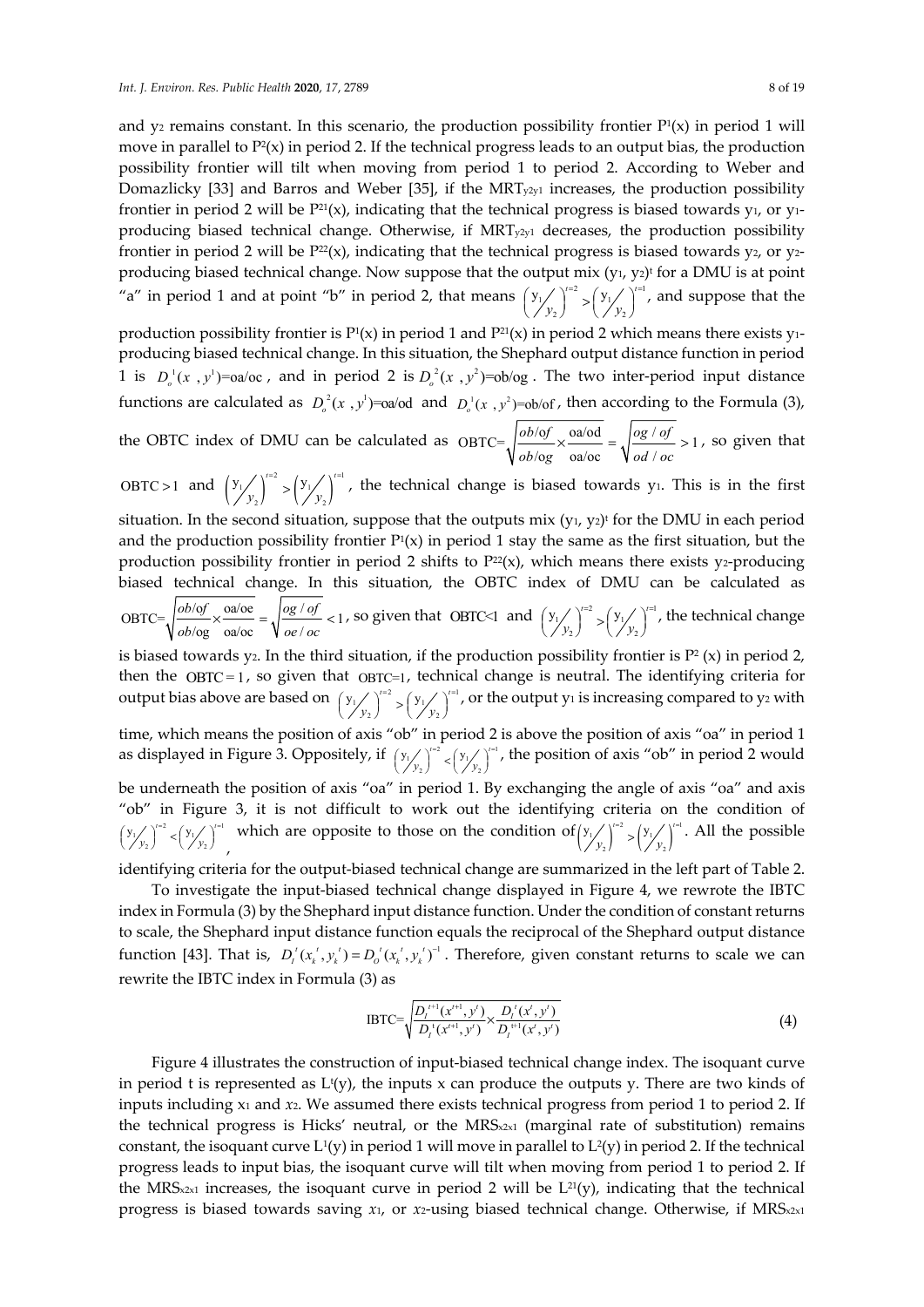and $y_2$ remains constant. In this scenario, the production possibility frontier $P^1(x)$ in period 1 will move in parallel to $P^2(x)$ in period 2. If the technical progress leads to an output bias, the production possibility frontier will tilt when moving from period 1 to period 2. According to Weber and Domazlicky [33] and Barros and Weber [35], if the $MRT_{y2y1}$ increases, the production possibility frontier in period 2 will be $P^{21}(x)$, indicating that the technical progress is biased towards $y_1$, or $y_1$-producing biased technical change. Otherwise, if $MRT_{y2y1}$ decreases, the production possibility frontier in period 2 will be $P^{22}(x)$, indicating that the technical progress is biased towards $y_2$, or $y_2$-producing biased technical change. Now suppose that the output mix $(y_1, y_2)^t$ for a DMU is at point "a" in period 1 and at point "b" in period 2, that means $\left(y_1/y_2\right)^{t=2} > \left(y_1/y_2\right)^{t=1}$, and suppose that the production possibility frontier is $P^1(x)$ in period 1 and $P^{21}(x)$ in period 2 which means there exists $y_1$-producing biased technical change. In this situation, the Shephard output distance function in period 1 is $D_o^1(x, y^1)$=oa/oc, and in period 2 is $D_o^2(x, y^2)$=ob/og. The two inter-period input distance functions are calculated as $D_o^2(x, y^1)$=oa/od and $D_o^1(x, y^2)$=ob/of, then according to the Formula (3), the OBTC index of DMU can be calculated as $\text{OBTC}=\sqrt{\frac{ob/of}{ob/og}\times\frac{oa/od}{oa/oc}}=\sqrt{\frac{og/of}{od/oc}}>1$, so given that $\text{OBTC}>1$ and $\left(y_1/y_2\right)^{t=2} > \left(y_1/y_2\right)^{t=1}$, the technical change is biased towards $y_1$. This is in the first situation. In the second situation, suppose that the outputs mix $(y_1, y_2)^t$ for the DMU in each period and the production possibility frontier $P^1(x)$ in period 1 stay the same as the first situation, but the production possibility frontier in period 2 shifts to $P^{22}(x)$, which means there exists $y_2$-producing biased technical change. In this situation, the OBTC index of DMU can be calculated as $\text{OBTC}=\sqrt{\frac{ob/of}{ob/og}\times\frac{oa/oe}{oa/oc}}=\sqrt{\frac{og/of}{oe/oc}}<1$, so given that $\text{OBTC}<1$ and $\left(y_1/y_2\right)^{t=2} > \left(y_1/y_2\right)^{t=1}$, the technical change is biased towards $y_2$. In the third situation, if the production possibility frontier is $P^2(x)$ in period 2, then the $\text{OBTC}=1$, so given that $\text{OBTC}=1$, technical change is neutral. The identifying criteria for output bias above are based on $\left(y_1/y_2\right)^{t=2} > \left(y_1/y_2\right)^{t=1}$, or the output $y_1$ is increasing compared to $y_2$ with time, which means the position of axis "ob" in period 2 is above the position of axis "oa" in period 1 as displayed in Figure 3. Oppositely, if $\left(y_1/y_2\right)^{t=2} < \left(y_1/y_2\right)^{t=1}$, the position of axis "ob" in period 2 would be underneath the position of axis "oa" in period 1. By exchanging the angle of axis "oa" and axis "ob" in Figure 3, it is not difficult to work out the identifying criteria on the condition of $\left(y_1/y_2\right)^{t=2} < \left(y_1/y_2\right)^{t=1}$ which are opposite to those on the condition of $\left(y_1/y_2\right)^{t=2} > \left(y_1/y_2\right)^{t=1}$. All the possible identifying criteria for the output-biased technical change are summarized in the left part of Table 2.

To investigate the input-biased technical change displayed in Figure 4, we rewrote the IBTC index in Formula (3) by the Shephard input distance function. Under the condition of constant returns to scale, the Shephard input distance function equals the reciprocal of the Shephard output distance function [43]. That is, $D_I^t(x_k^t, y_k^t) = D_O^t(x_k^t, y_k^t)^{-1}$. Therefore, given constant returns to scale we can rewrite the IBTC index in Formula (3) as

$$\text{IBTC}=\sqrt{\frac{D_I^{t+1}(x^{t+1}, y^t)}{D_I^t(x^{t+1}, y^t)}\times\frac{D_I^t(x^t, y^t)}{D_I^{t+1}(x^t, y^t)}} \tag{4}$$

Figure 4 illustrates the construction of input-biased technical change index. The isoquant curve in period t is represented as $L^t(y)$, the inputs x can produce the outputs y. There are two kinds of inputs including $x_1$ and $x_2$. We assumed there exists technical progress from period 1 to period 2. If the technical progress is Hicks' neutral, or the $MRS_{x2x1}$ (marginal rate of substitution) remains constant, the isoquant curve $L^1(y)$ in period 1 will move in parallel to $L^2(y)$ in period 2. If the technical progress leads to input bias, the isoquant curve will tilt when moving from period 1 to period 2. If the $MRS_{x2x1}$ increases, the isoquant curve in period 2 will be $L^{21}(y)$, indicating that the technical progress is biased towards saving $x_1$, or $x_2$-using biased technical change. Otherwise, if $MRS_{x2x1}$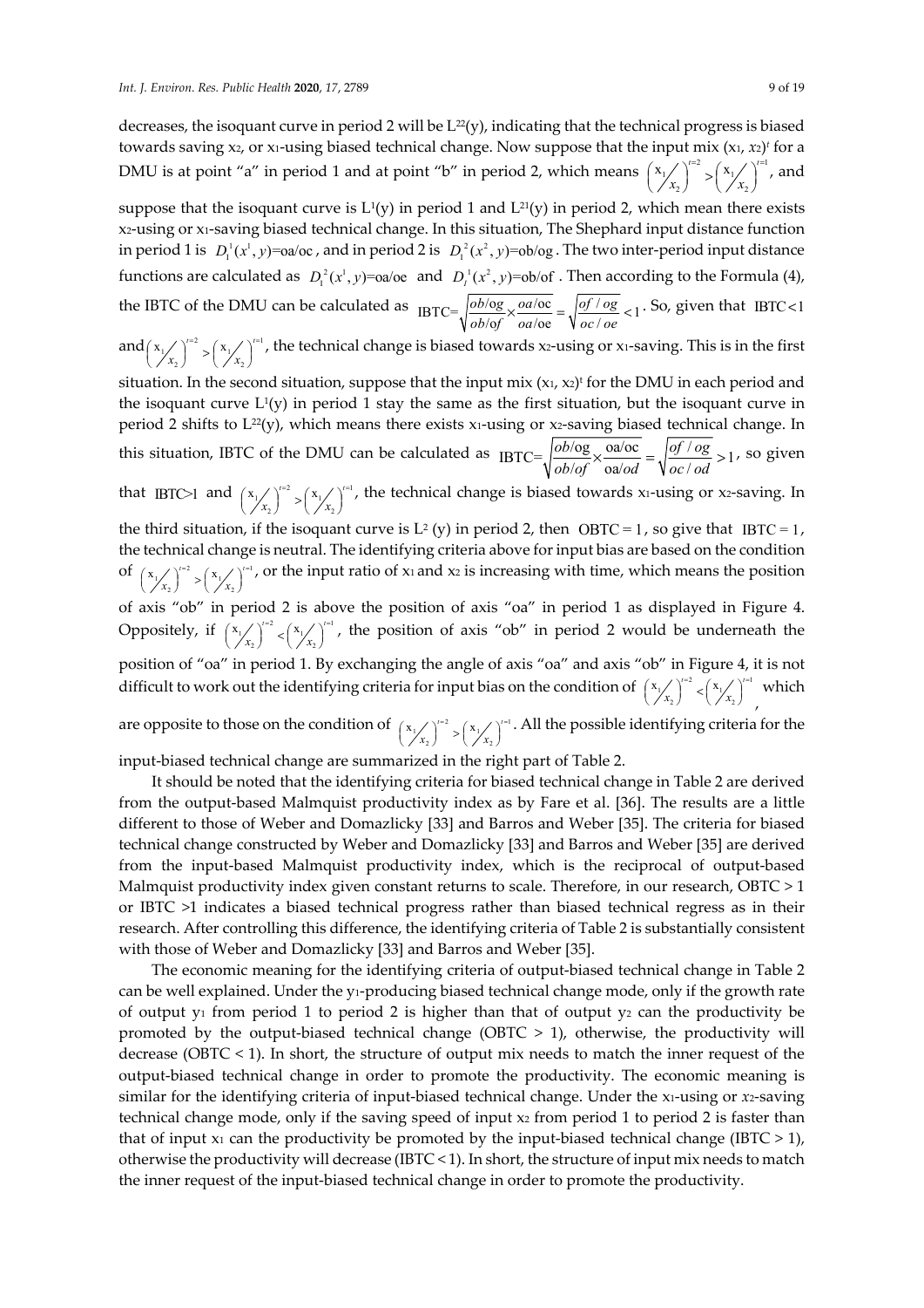decreases, the isoquant curve in period 2 will be $L^{22}(y)$, indicating that the technical progress is biased towards saving $x_2$, or $x_1$-using biased technical change. Now suppose that the input mix $(x_1, x_2)^t$ for a DMU is at point "a" in period 1 and at point "b" in period 2, which means $\left(x_1/x_2\right)^{t=2} > \left(x_1/x_2\right)^{t=1}$, and suppose that the isoquant curve is $L^1(y)$ in period 1 and $L^{21}(y)$ in period 2, which mean there exists $x_2$-using or $x_1$-saving biased technical change. In this situation, The Shephard input distance function in period 1 is $D_I^1(x^1, y)=\text{oa/oc}$, and in period 2 is $D_I^2(x^2, y)=\text{ob/og}$. The two inter-period input distance functions are calculated as $D_I^2(x^1, y)=\text{oa/oe}$ and $D_I^1(x^2, y)=\text{ob/of}$. Then according to the Formula (4), the IBTC of the DMU can be calculated as $\text{IBTC}=\sqrt{\frac{ob/\text{og}}{ob/\text{of}} \times \frac{oa/\text{oc}}{oa/\text{oe}}} = \sqrt{\frac{of/og}{oc/oe}} < 1$. So, given that $\text{IBTC} < 1$ and $\left(x_1/x_2\right)^{t=2} > \left(x_1/x_2\right)^{t=1}$, the technical change is biased towards $x_2$-using or $x_1$-saving. This is in the first situation. In the second situation, suppose that the input mix $(x_1, x_2)^t$ for the DMU in each period and the isoquant curve $L^1(y)$ in period 1 stay the same as the first situation, but the isoquant curve in period 2 shifts to $L^{22}(y)$, which means there exists $x_1$-using or $x_2$-saving biased technical change. In this situation, IBTC of the DMU can be calculated as $\text{IBTC}=\sqrt{\frac{ob/\text{og}}{ob/of} \times \frac{\text{oa/oc}}{\text{oa}/od}} = \sqrt{\frac{of/og}{oc/od}} > 1$, so given that $\text{IBTC}>1$ and $\left(x_1/x_2\right)^{t=2} > \left(x_1/x_2\right)^{t=1}$, the technical change is biased towards $x_1$-using or $x_2$-saving. In the third situation, if the isoquant curve is $L^2(y)$ in period 2, then $\text{OBTC} = 1$, so give that $\text{IBTC} = 1$, the technical change is neutral. The identifying criteria above for input bias are based on the condition of $\left(x_1/x_2\right)^{t=2} > \left(x_1/x_2\right)^{t=1}$, or the input ratio of $x_1$ and $x_2$ is increasing with time, which means the position of axis "ob" in period 2 is above the position of axis "oa" in period 1 as displayed in Figure 4. Oppositely, if $\left(x_1/x_2\right)^{t=2} < \left(x_1/x_2\right)^{t=1}$, the position of axis "ob" in period 2 would be underneath the position of "oa" in period 1. By exchanging the angle of axis "oa" and axis "ob" in Figure 4, it is not difficult to work out the identifying criteria for input bias on the condition of $\left(x_1/x_2\right)^{t=2} < \left(x_1/x_2\right)^{t=1}$, which are opposite to those on the condition of $\left(x_1/x_2\right)^{t=2} > \left(x_1/x_2\right)^{t=1}$. All the possible identifying criteria for the input-biased technical change are summarized in the right part of Table 2.

It should be noted that the identifying criteria for biased technical change in Table 2 are derived from the output-based Malmquist productivity index as by Fare et al. [36]. The results are a little different to those of Weber and Domazlicky [33] and Barros and Weber [35]. The criteria for biased technical change constructed by Weber and Domazlicky [33] and Barros and Weber [35] are derived from the input-based Malmquist productivity index, which is the reciprocal of output-based Malmquist productivity index given constant returns to scale. Therefore, in our research, OBTC > 1 or IBTC >1 indicates a biased technical progress rather than biased technical regress as in their research. After controlling this difference, the identifying criteria of Table 2 is substantially consistent with those of Weber and Domazlicky [33] and Barros and Weber [35].

The economic meaning for the identifying criteria of output-biased technical change in Table 2 can be well explained. Under the $y_1$-producing biased technical change mode, only if the growth rate of output $y_1$ from period 1 to period 2 is higher than that of output $y_2$ can the productivity be promoted by the output-biased technical change (OBTC > 1), otherwise, the productivity will decrease (OBTC < 1). In short, the structure of output mix needs to match the inner request of the output-biased technical change in order to promote the productivity. The economic meaning is similar for the identifying criteria of input-biased technical change. Under the $x_1$-using or $x_2$-saving technical change mode, only if the saving speed of input $x_2$ from period 1 to period 2 is faster than that of input $x_1$ can the productivity be promoted by the input-biased technical change (IBTC > 1), otherwise the productivity will decrease (IBTC < 1). In short, the structure of input mix needs to match the inner request of the input-biased technical change in order to promote the productivity.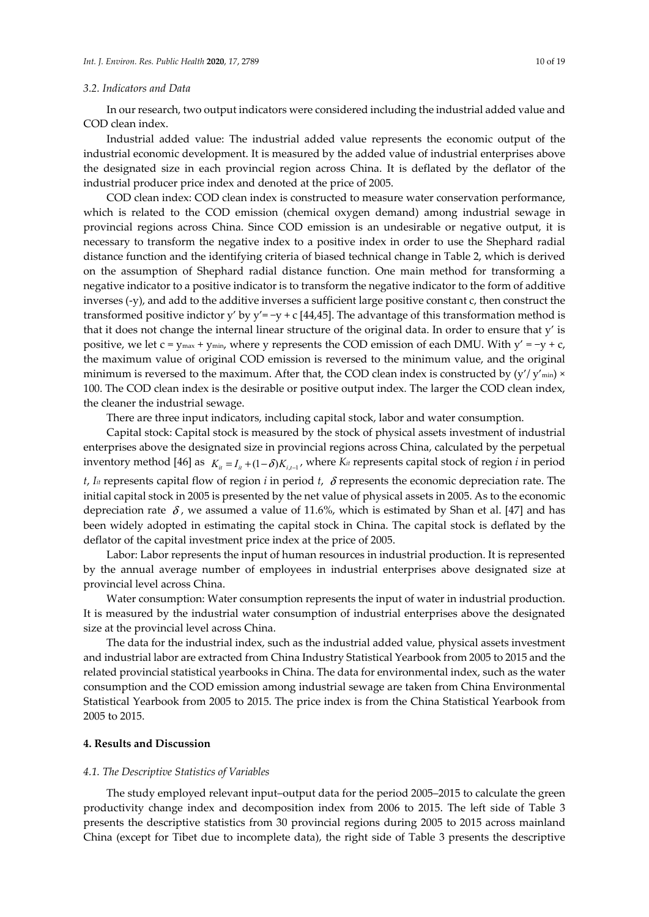### 3.2. Indicators and Data

In our research, two output indicators were considered including the industrial added value and COD clean index.

Industrial added value: The industrial added value represents the economic output of the industrial economic development. It is measured by the added value of industrial enterprises above the designated size in each provincial region across China. It is deflated by the deflator of the industrial producer price index and denoted at the price of 2005.

COD clean index: COD clean index is constructed to measure water conservation performance, which is related to the COD emission (chemical oxygen demand) among industrial sewage in provincial regions across China. Since COD emission is an undesirable or negative output, it is necessary to transform the negative index to a positive index in order to use the Shephard radial distance function and the identifying criteria of biased technical change in Table 2, which is derived on the assumption of Shephard radial distance function. One main method for transforming a negative indicator to a positive indicator is to transform the negative indicator to the form of additive inverses (-y), and add to the additive inverses a sufficient large positive constant c, then construct the transformed positive indictor y′ by $y' = -y + c$ [44,45]. The advantage of this transformation method is that it does not change the internal linear structure of the original data. In order to ensure that y′ is positive, we let $c = y_{max} + y_{min}$, where y represents the COD emission of each DMU. With $y' = -y + c$, the maximum value of original COD emission is reversed to the minimum value, and the original minimum is reversed to the maximum. After that, the COD clean index is constructed by $(y'/y'_{min}) \times 100$. The COD clean index is the desirable or positive output index. The larger the COD clean index, the cleaner the industrial sewage.

There are three input indicators, including capital stock, labor and water consumption.

Capital stock: Capital stock is measured by the stock of physical assets investment of industrial enterprises above the designated size in provincial regions across China, calculated by the perpetual inventory method [46] as $K_{it} = I_{it} + (1-\delta)K_{i,t-1}$, where $K_{it}$ represents capital stock of region *i* in period *t*, $I_{it}$ represents capital flow of region *i* in period *t*, $\delta$ represents the economic depreciation rate. The initial capital stock in 2005 is presented by the net value of physical assets in 2005. As to the economic depreciation rate $\delta$, we assumed a value of 11.6%, which is estimated by Shan et al. [47] and has been widely adopted in estimating the capital stock in China. The capital stock is deflated by the deflator of the capital investment price index at the price of 2005.

Labor: Labor represents the input of human resources in industrial production. It is represented by the annual average number of employees in industrial enterprises above designated size at provincial level across China.

Water consumption: Water consumption represents the input of water in industrial production. It is measured by the industrial water consumption of industrial enterprises above the designated size at the provincial level across China.

The data for the industrial index, such as the industrial added value, physical assets investment and industrial labor are extracted from China Industry Statistical Yearbook from 2005 to 2015 and the related provincial statistical yearbooks in China. The data for environmental index, such as the water consumption and the COD emission among industrial sewage are taken from China Environmental Statistical Yearbook from 2005 to 2015. The price index is from the China Statistical Yearbook from 2005 to 2015.

## 4. Results and Discussion

### 4.1. The Descriptive Statistics of Variables

The study employed relevant input–output data for the period 2005–2015 to calculate the green productivity change index and decomposition index from 2006 to 2015. The left side of Table 3 presents the descriptive statistics from 30 provincial regions during 2005 to 2015 across mainland China (except for Tibet due to incomplete data), the right side of Table 3 presents the descriptive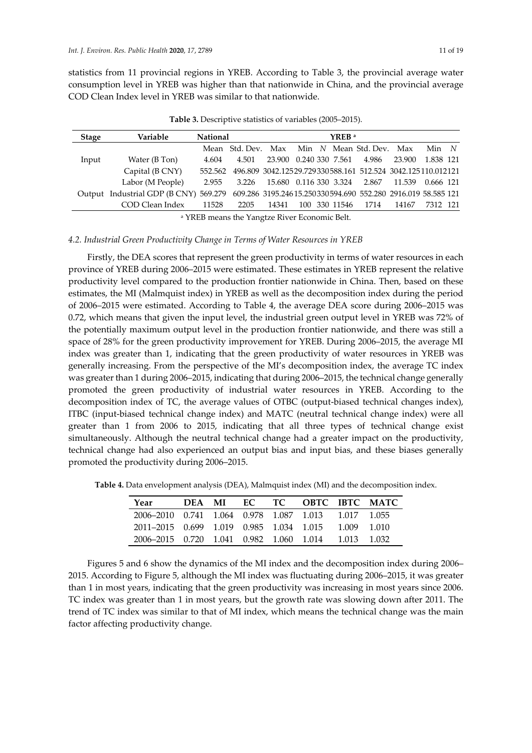statistics from 11 provincial regions in YREB. According to Table 3, the provincial average water consumption level in YREB was higher than that nationwide in China, and the provincial average COD Clean Index level in YREB was similar to that nationwide.

**Table 3.** Descriptive statistics of variables (2005–2015).

| Stage | Variable | National | | | | | YREB [a] | | | | |
|---|---|---|---|---|---|---|---|---|---|---|---|
| | | Mean | Std. Dev. | Max | Min | N | Mean | Std. Dev. | Max | Min | N |
| Input | Water (B Ton) | 4.604 | 4.501 | 23.900 | 0.240 | 330 | 7.561 | 4.986 | 23.900 | 1.838 | 121 |
| | Capital (B CNY) | 552.562 | 496.809 | 3042.125 | 29.729 | 330 | 588.161 | 512.524 | 3042.125 | 110.012 | 121 |
| | Labor (M People) | 2.955 | 3.226 | 15.680 | 0.116 | 330 | 3.324 | 2.867 | 11.539 | 0.666 | 121 |
| Output | Industrial GDP (B CNY) | 569.279 | 609.286 | 3195.246 | 15.250 | 330 | 594.690 | 552.280 | 2916.019 | 58.585 | 121 |
| | COD Clean Index | 11528 | 2205 | 14341 | 100 | 330 | 11546 | 1714 | 14167 | 7312 | 121 |

[a] YREB means the Yangtze River Economic Belt.

### 4.2. Industrial Green Productivity Change in Terms of Water Resources in YREB

Firstly, the DEA scores that represent the green productivity in terms of water resources in each province of YREB during 2006–2015 were estimated. These estimates in YREB represent the relative productivity level compared to the production frontier nationwide in China. Then, based on these estimates, the MI (Malmquist index) in YREB as well as the decomposition index during the period of 2006–2015 were estimated. According to Table 4, the average DEA score during 2006–2015 was 0.72, which means that given the input level, the industrial green output level in YREB was 72% of the potentially maximum output level in the production frontier nationwide, and there was still a space of 28% for the green productivity improvement for YREB. During 2006–2015, the average MI index was greater than 1, indicating that the green productivity of water resources in YREB was generally increasing. From the perspective of the MI's decomposition index, the average TC index was greater than 1 during 2006–2015, indicating that during 2006–2015, the technical change generally promoted the green productivity of industrial water resources in YREB. According to the decomposition index of TC, the average values of OTBC (output-biased technical changes index), ITBC (input-biased technical change index) and MATC (neutral technical change index) were all greater than 1 from 2006 to 2015, indicating that all three types of technical change exist simultaneously. Although the neutral technical change had a greater impact on the productivity, technical change had also experienced an output bias and input bias, and these biases generally promoted the productivity during 2006–2015.

**Table 4.** Data envelopment analysis (DEA), Malmquist index (MI) and the decomposition index.

| Year | DEA | MI | EC | TC | OBTC | IBTC | MATC |
|---|---|---|---|---|---|---|---|
| 2006–2010 | 0.741 | 1.064 | 0.978 | 1.087 | 1.013 | 1.017 | 1.055 |
| 2011–2015 | 0.699 | 1.019 | 0.985 | 1.034 | 1.015 | 1.009 | 1.010 |
| 2006–2015 | 0.720 | 1.041 | 0.982 | 1.060 | 1.014 | 1.013 | 1.032 |

Figures 5 and 6 show the dynamics of the MI index and the decomposition index during 2006–2015. According to Figure 5, although the MI index was fluctuating during 2006–2015, it was greater than 1 in most years, indicating that the green productivity was increasing in most years since 2006. TC index was greater than 1 in most years, but the growth rate was slowing down after 2011. The trend of TC index was similar to that of MI index, which means the technical change was the main factor affecting productivity change.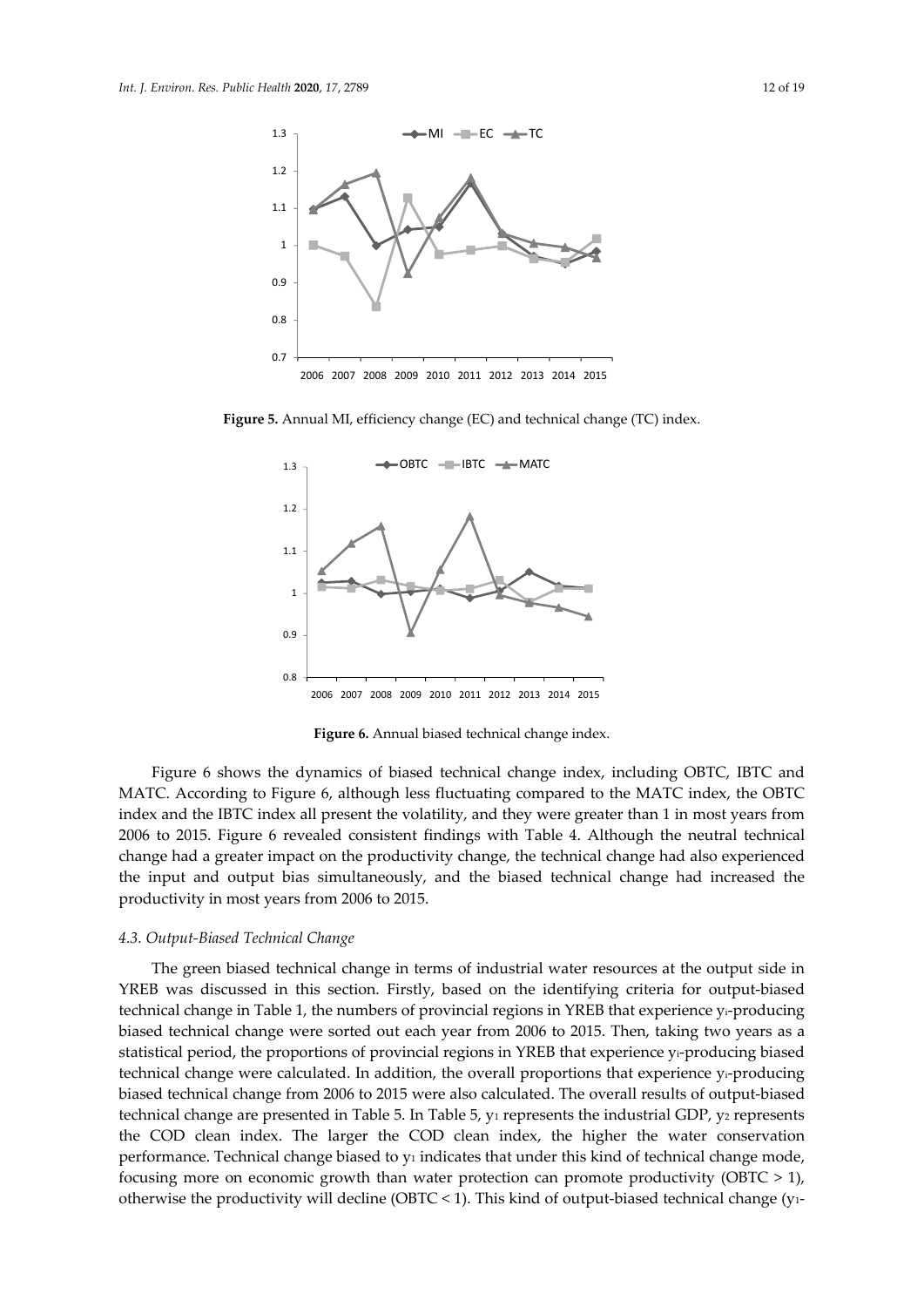**Figure 5.** Annual MI, efficiency change (EC) and technical change (TC) index.

**Figure 6.** Annual biased technical change index.

Figure 6 shows the dynamics of biased technical change index, including OBTC, IBTC and MATC. According to Figure 6, although less fluctuating compared to the MATC index, the OBTC index and the IBTC index all present the volatility, and they were greater than 1 in most years from 2006 to 2015. Figure 6 revealed consistent findings with Table 4. Although the neutral technical change had a greater impact on the productivity change, the technical change had also experienced the input and output bias simultaneously, and the biased technical change had increased the productivity in most years from 2006 to 2015.

### *4.3. Output-Biased Technical Change*

The green biased technical change in terms of industrial water resources at the output side in YREB was discussed in this section. Firstly, based on the identifying criteria for output-biased technical change in Table 1, the numbers of provincial regions in YREB that experience $y_i$-producing biased technical change were sorted out each year from 2006 to 2015. Then, taking two years as a statistical period, the proportions of provincial regions in YREB that experience $y_i$-producing biased technical change were calculated. In addition, the overall proportions that experience $y_i$-producing biased technical change from 2006 to 2015 were also calculated. The overall results of output-biased technical change are presented in Table 5. In Table 5, $y_1$ represents the industrial GDP, $y_2$ represents the COD clean index. The larger the COD clean index, the higher the water conservation performance. Technical change biased to $y_1$ indicates that under this kind of technical change mode, focusing more on economic growth than water protection can promote productivity (OBTC > 1), otherwise the productivity will decline (OBTC < 1). This kind of output-biased technical change ($y_1$-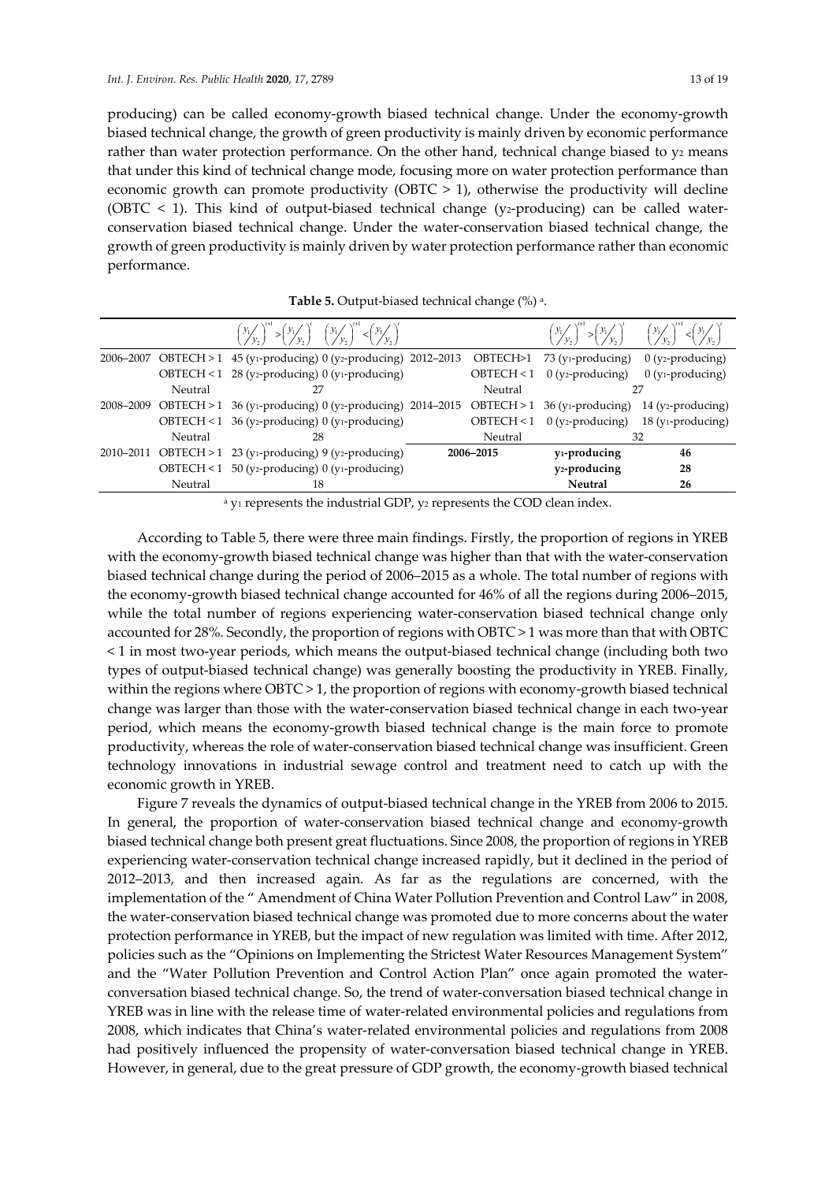producing) can be called economy-growth biased technical change. Under the economy-growth biased technical change, the growth of green productivity is mainly driven by economic performance rather than water protection performance. On the other hand, technical change biased to $y_2$ means that under this kind of technical change mode, focusing more on water protection performance than economic growth can promote productivity (OBTC > 1), otherwise the productivity will decline (OBTC < 1). This kind of output-biased technical change ($y_2$-producing) can be called water-conservation biased technical change. Under the water-conservation biased technical change, the growth of green productivity is mainly driven by water protection performance rather than economic performance.

**Table 5.** Output-biased technical change (%) [a].

| | | $\left(\frac{y_1}{y_2}\right)^{t+1} > \left(\frac{y_1}{y_2}\right)^{t}$ | $\left(\frac{y_1}{y_2}\right)^{t+1} < \left(\frac{y_1}{y_2}\right)^{t}$ | | | $\left(\frac{y_1}{y_2}\right)^{t+1} > \left(\frac{y_1}{y_2}\right)^{t}$ | $\left(\frac{y_1}{y_2}\right)^{t+1} < \left(\frac{y_1}{y_2}\right)^{t}$ |
|---|---|---|---|---|---|---|---|
| 2006–2007 | OBTECH > 1 | 45 ($y_1$-producing) | 0 ($y_2$-producing) | 2012–2013 | OBTECH>1 | 73 ($y_1$-producing) | 0 ($y_2$-producing) |
| | OBTECH < 1 | 28 ($y_2$-producing) | 0 ($y_1$-producing) | | OBTECH < 1 | 0 ($y_2$-producing) | 0 ($y_1$-producing) |
| | Neutral | 27 | | | Neutral | 27 | |
| 2008–2009 | OBTECH > 1 | 36 ($y_1$-producing) | 0 ($y_2$-producing) | 2014–2015 | OBTECH > 1 | 36 ($y_1$-producing) | 14 ($y_2$-producing) |
| | OBTECH < 1 | 36 ($y_2$-producing) | 0 ($y_1$-producing) | | OBTECH < 1 | 0 ($y_2$-producing) | 18 ($y_1$-producing) |
| | Neutral | 28 | | | Neutral | 32 | |
| 2010–2011 | OBTECH > 1 | 23 ($y_1$-producing) | 9 ($y_2$-producing) | **2006–2015** | | **$y_1$-producing** | **46** |
| | OBTECH < 1 | 50 ($y_2$-producing) | 0 ($y_1$-producing) | | | **$y_2$-producing** | **28** |
| | Neutral | 18 | | | | **Neutral** | **26** |

[a] $y_1$ represents the industrial GDP, $y_2$ represents the COD clean index.

According to Table 5, there were three main findings. Firstly, the proportion of regions in YREB with the economy-growth biased technical change was higher than that with the water-conservation biased technical change during the period of 2006–2015 as a whole. The total number of regions with the economy-growth biased technical change accounted for 46% of all the regions during 2006–2015, while the total number of regions experiencing water-conservation biased technical change only accounted for 28%. Secondly, the proportion of regions with OBTC > 1 was more than that with OBTC < 1 in most two-year periods, which means the output-biased technical change (including both two types of output-biased technical change) was generally boosting the productivity in YREB. Finally, within the regions where OBTC > 1, the proportion of regions with economy-growth biased technical change was larger than those with the water-conservation biased technical change in each two-year period, which means the economy-growth biased technical change is the main force to promote productivity, whereas the role of water-conservation biased technical change was insufficient. Green technology innovations in industrial sewage control and treatment need to catch up with the economic growth in YREB.

Figure 7 reveals the dynamics of output-biased technical change in the YREB from 2006 to 2015. In general, the proportion of water-conservation biased technical change and economy-growth biased technical change both present great fluctuations. Since 2008, the proportion of regions in YREB experiencing water-conservation technical change increased rapidly, but it declined in the period of 2012–2013, and then increased again. As far as the regulations are concerned, with the implementation of the " Amendment of China Water Pollution Prevention and Control Law" in 2008, the water-conservation biased technical change was promoted due to more concerns about the water protection performance in YREB, but the impact of new regulation was limited with time. After 2012, policies such as the "Opinions on Implementing the Strictest Water Resources Management System" and the "Water Pollution Prevention and Control Action Plan" once again promoted the water-conversation biased technical change. So, the trend of water-conversation biased technical change in YREB was in line with the release time of water-related environmental policies and regulations from 2008, which indicates that China's water-related environmental policies and regulations from 2008 had positively influenced the propensity of water-conversation biased technical change in YREB. However, in general, due to the great pressure of GDP growth, the economy-growth biased technical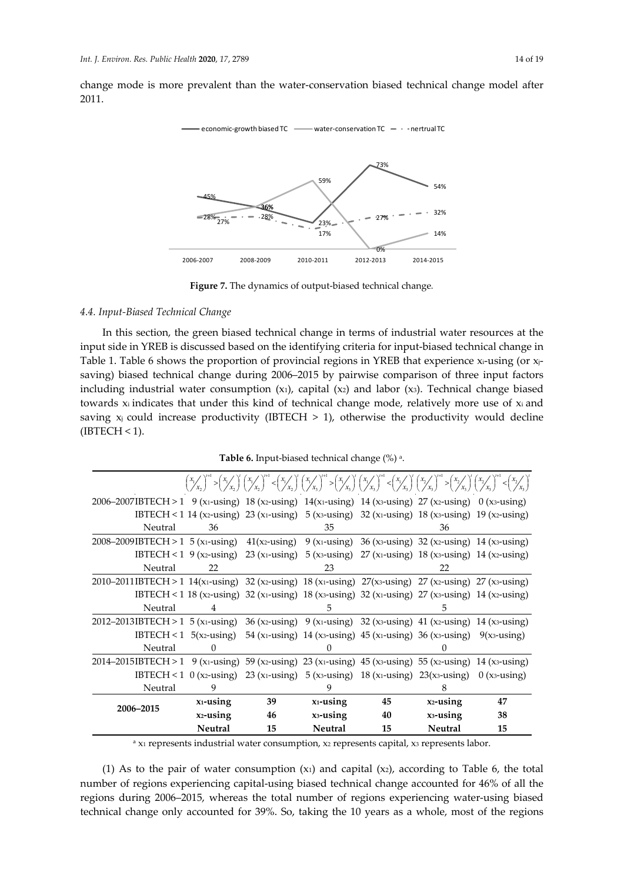change mode is more prevalent than the water-conservation biased technical change model after 2011.

**Figure 7.** The dynamics of output-biased technical change.

### 4.4. Input-Biased Technical Change

In this section, the green biased technical change in terms of industrial water resources at the input side in YREB is discussed based on the identifying criteria for input-biased technical change in Table 1. Table 6 shows the proportion of provincial regions in YREB that experience $x_i$-using (or $x_j$-saving) biased technical change during 2006–2015 by pairwise comparison of three input factors including industrial water consumption ($x_1$), capital ($x_2$) and labor ($x_3$). Technical change biased towards $x_i$ indicates that under this kind of technical change mode, relatively more use of $x_i$ and saving $x_j$ could increase productivity (IBTECH > 1), otherwise the productivity would decline (IBTECH < 1).

**Table 6.** Input-biased technical change (%) [a].

| | | $\left(\frac{x_1}{x_2}\right)^{t+1} > \left(\frac{x_1}{x_2}\right)^t$ | $\left(\frac{x_1}{x_2}\right)^{t+1} < \left(\frac{x_1}{x_2}\right)^t$ | $\left(\frac{x_1}{x_3}\right)^{t+1} > \left(\frac{x_1}{x_3}\right)^t$ | $\left(\frac{x_1}{x_3}\right)^{t+1} < \left(\frac{x_1}{x_3}\right)^t$ | $\left(\frac{x_2}{x_3}\right)^{t+1} > \left(\frac{x_2}{x_3}\right)^t$ | $\left(\frac{x_2}{x_3}\right)^{t+1} < \left(\frac{x_2}{x_3}\right)^t$ |
|---|---|---|---|---|---|---|---|
| 2006–2007 | IBTECH > 1 | 9 ($x_1$-using) | 18 ($x_2$-using) | 14($x_1$-using) | 14 ($x_3$-using) | 27 ($x_2$-using) | 0 ($x_3$-using) |
| | IBTECH < 1 | 14 ($x_2$-using) | 23 ($x_1$-using) | 5 ($x_3$-using) | 32 ($x_1$-using) | 18 ($x_3$-using) | 19 ($x_2$-using) |
| | Neutral | 36 | | 35 | | 36 | |
| 2008–2009 | IBTECH > 1 | 5 ($x_1$-using) | 41($x_2$-using) | 9 ($x_1$-using) | 36 ($x_3$-using) | 32 ($x_2$-using) | 14 ($x_3$-using) |
| | IBTECH < 1 | 9 ($x_2$-using) | 23 ($x_1$-using) | 5 ($x_3$-using) | 27 ($x_1$-using) | 18 ($x_3$-using) | 14 ($x_2$-using) |
| | Neutral | 22 | | 23 | | 22 | |
| 2010–2011 | IBTECH > 1 | 14($x_1$-using) | 32 ($x_2$-using) | 18 ($x_1$-using) | 27($x_3$-using) | 27 ($x_2$-using) | 27 ($x_3$-using) |
| | IBTECH < 1 | 18 ($x_2$-using) | 32 ($x_1$-using) | 18 ($x_3$-using) | 32 ($x_1$-using) | 27 ($x_3$-using) | 14 ($x_2$-using) |
| | Neutral | 4 | | 5 | | 5 | |
| 2012–2013 | IBTECH > 1 | 5 ($x_1$-using) | 36 ($x_2$-using) | 9 ($x_1$-using) | 32 ($x_3$-using) | 41 ($x_2$-using) | 14 ($x_3$-using) |
| | IBTECH < 1 | 5($x_2$-using) | 54 ($x_1$-using) | 14 ($x_3$-using) | 45 ($x_1$-using) | 36 ($x_3$-using) | 9($x_3$-using) |
| | Neutral | 0 | | 0 | | 0 | |
| 2014–2015 | IBTECH > 1 | 9 ($x_1$-using) | 59 ($x_2$-using) | 23 ($x_1$-using) | 45 ($x_3$-using) | 55 ($x_2$-using) | 14 ($x_3$-using) |
| | IBTECH < 1 | 0 ($x_2$-using) | 23 ($x_1$-using) | 5 ($x_3$-using) | 18 ($x_1$-using) | 23($x_3$-using) | 0 ($x_3$-using) |
| | Neutral | 9 | | 9 | | 8 | |
| **2006–2015** | | **$x_1$-using** | **39** | **$x_1$-using** | **45** | **$x_2$-using** | **47** |
| | | **$x_2$-using** | **46** | **$x_3$-using** | **40** | **$x_3$-using** | **38** |
| | | **Neutral** | **15** | **Neutral** | **15** | **Neutral** | **15** |

[a] $x_1$ represents industrial water consumption, $x_2$ represents capital, $x_3$ represents labor.

(1) As to the pair of water consumption ($x_1$) and capital ($x_2$), according to Table 6, the total number of regions experiencing capital-using biased technical change accounted for 46% of all the regions during 2006–2015, whereas the total number of regions experiencing water-using biased technical change only accounted for 39%. So, taking the 10 years as a whole, most of the regions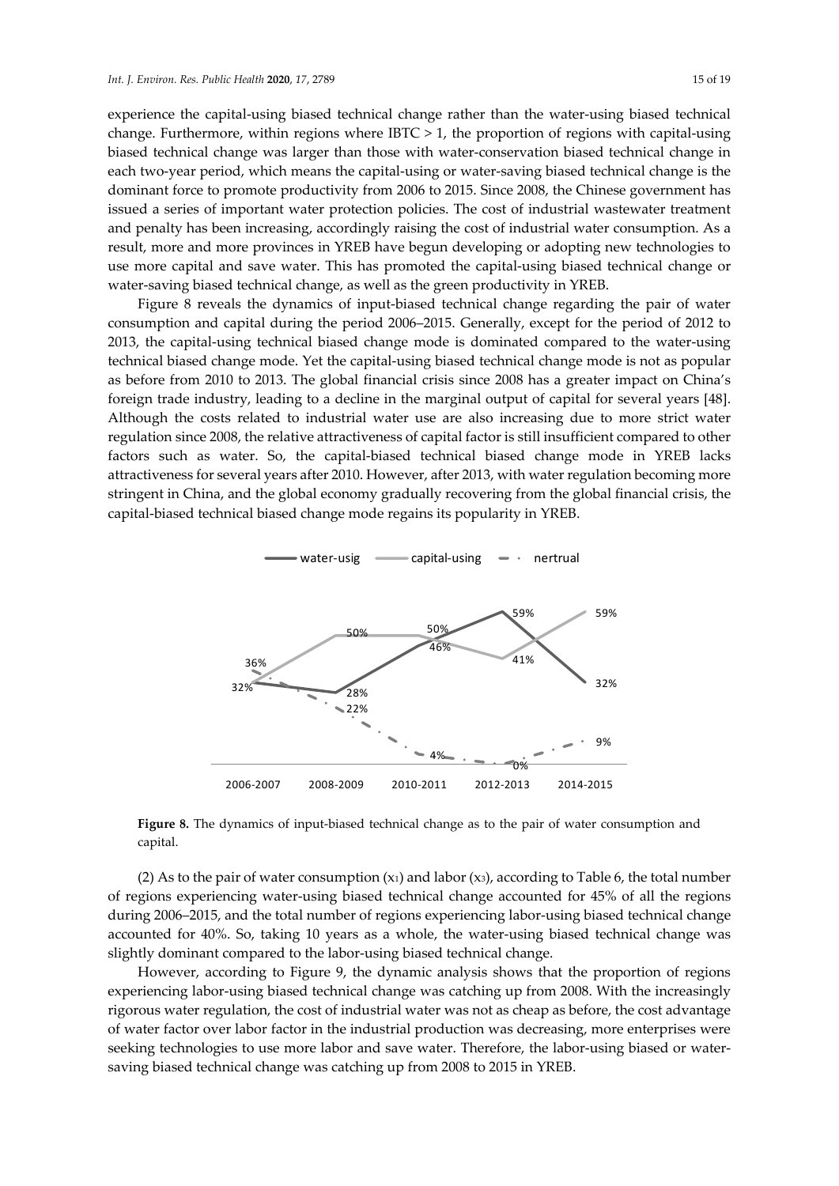experience the capital-using biased technical change rather than the water-using biased technical change. Furthermore, within regions where IBTC > 1, the proportion of regions with capital-using biased technical change was larger than those with water-conservation biased technical change in each two-year period, which means the capital-using or water-saving biased technical change is the dominant force to promote productivity from 2006 to 2015. Since 2008, the Chinese government has issued a series of important water protection policies. The cost of industrial wastewater treatment and penalty has been increasing, accordingly raising the cost of industrial water consumption. As a result, more and more provinces in YREB have begun developing or adopting new technologies to use more capital and save water. This has promoted the capital-using biased technical change or water-saving biased technical change, as well as the green productivity in YREB.

Figure 8 reveals the dynamics of input-biased technical change regarding the pair of water consumption and capital during the period 2006–2015. Generally, except for the period of 2012 to 2013, the capital-using technical biased change mode is dominated compared to the water-using technical biased change mode. Yet the capital-using biased technical change mode is not as popular as before from 2010 to 2013. The global financial crisis since 2008 has a greater impact on China's foreign trade industry, leading to a decline in the marginal output of capital for several years [48]. Although the costs related to industrial water use are also increasing due to more strict water regulation since 2008, the relative attractiveness of capital factor is still insufficient compared to other factors such as water. So, the capital-biased technical biased change mode in YREB lacks attractiveness for several years after 2010. However, after 2013, with water regulation becoming more stringent in China, and the global economy gradually recovering from the global financial crisis, the capital-biased technical biased change mode regains its popularity in YREB.

**Figure 8.** The dynamics of input-biased technical change as to the pair of water consumption and capital.

(2) As to the pair of water consumption ($x_1$) and labor ($x_3$), according to Table 6, the total number of regions experiencing water-using biased technical change accounted for 45% of all the regions during 2006–2015, and the total number of regions experiencing labor-using biased technical change accounted for 40%. So, taking 10 years as a whole, the water-using biased technical change was slightly dominant compared to the labor-using biased technical change.

However, according to Figure 9, the dynamic analysis shows that the proportion of regions experiencing labor-using biased technical change was catching up from 2008. With the increasingly rigorous water regulation, the cost of industrial water was not as cheap as before, the cost advantage of water factor over labor factor in the industrial production was decreasing, more enterprises were seeking technologies to use more labor and save water. Therefore, the labor-using biased or water-saving biased technical change was catching up from 2008 to 2015 in YREB.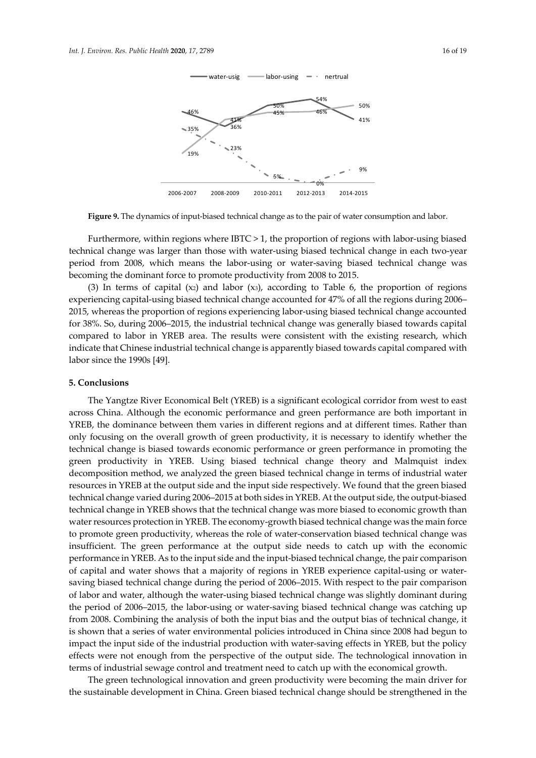**Figure 9.** The dynamics of input-biased technical change as to the pair of water consumption and labor.

Furthermore, within regions where IBTC > 1, the proportion of regions with labor-using biased technical change was larger than those with water-using biased technical change in each two-year period from 2008, which means the labor-using or water-saving biased technical change was becoming the dominant force to promote productivity from 2008 to 2015.

(3) In terms of capital ($x_2$) and labor ($x_3$), according to Table 6, the proportion of regions experiencing capital-using biased technical change accounted for 47% of all the regions during 2006–2015, whereas the proportion of regions experiencing labor-using biased technical change accounted for 38%. So, during 2006–2015, the industrial technical change was generally biased towards capital compared to labor in YREB area. The results were consistent with the existing research, which indicate that Chinese industrial technical change is apparently biased towards capital compared with labor since the 1990s [49].

## 5. Conclusions

The Yangtze River Economical Belt (YREB) is a significant ecological corridor from west to east across China. Although the economic performance and green performance are both important in YREB, the dominance between them varies in different regions and at different times. Rather than only focusing on the overall growth of green productivity, it is necessary to identify whether the technical change is biased towards economic performance or green performance in promoting the green productivity in YREB. Using biased technical change theory and Malmquist index decomposition method, we analyzed the green biased technical change in terms of industrial water resources in YREB at the output side and the input side respectively. We found that the green biased technical change varied during 2006–2015 at both sides in YREB. At the output side, the output-biased technical change in YREB shows that the technical change was more biased to economic growth than water resources protection in YREB. The economy-growth biased technical change was the main force to promote green productivity, whereas the role of water-conservation biased technical change was insufficient. The green performance at the output side needs to catch up with the economic performance in YREB. As to the input side and the input-biased technical change, the pair comparison of capital and water shows that a majority of regions in YREB experience capital-using or water-saving biased technical change during the period of 2006–2015. With respect to the pair comparison of labor and water, although the water-using biased technical change was slightly dominant during the period of 2006–2015, the labor-using or water-saving biased technical change was catching up from 2008. Combining the analysis of both the input bias and the output bias of technical change, it is shown that a series of water environmental policies introduced in China since 2008 had begun to impact the input side of the industrial production with water-saving effects in YREB, but the policy effects were not enough from the perspective of the output side. The technological innovation in terms of industrial sewage control and treatment need to catch up with the economical growth.

The green technological innovation and green productivity were becoming the main driver for the sustainable development in China. Green biased technical change should be strengthened in the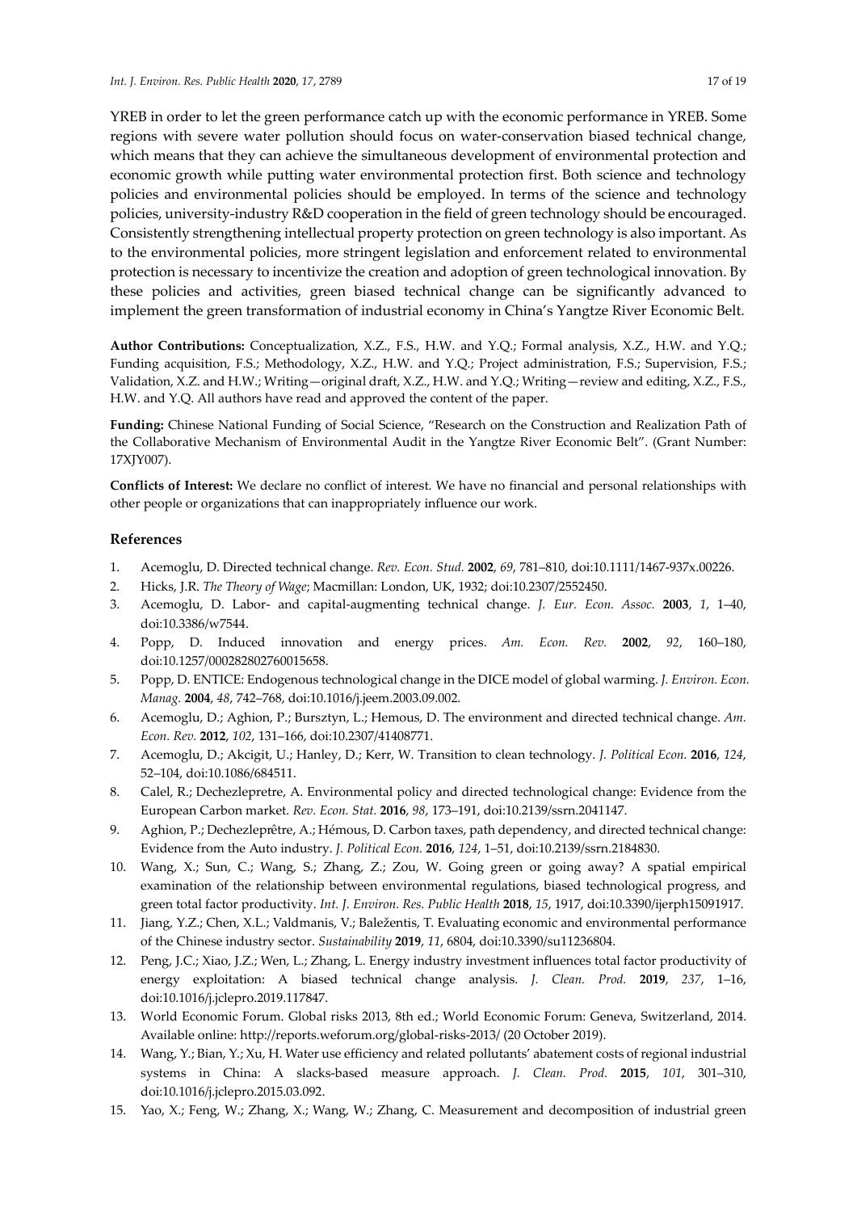YREB in order to let the green performance catch up with the economic performance in YREB. Some regions with severe water pollution should focus on water-conservation biased technical change, which means that they can achieve the simultaneous development of environmental protection and economic growth while putting water environmental protection first. Both science and technology policies and environmental policies should be employed. In terms of the science and technology policies, university-industry R&D cooperation in the field of green technology should be encouraged. Consistently strengthening intellectual property protection on green technology is also important. As to the environmental policies, more stringent legislation and enforcement related to environmental protection is necessary to incentivize the creation and adoption of green technological innovation. By these policies and activities, green biased technical change can be significantly advanced to implement the green transformation of industrial economy in China's Yangtze River Economic Belt.

**Author Contributions:** Conceptualization, X.Z., F.S., H.W. and Y.Q.; Formal analysis, X.Z., H.W. and Y.Q.; Funding acquisition, F.S.; Methodology, X.Z., H.W. and Y.Q.; Project administration, F.S.; Supervision, F.S.; Validation, X.Z. and H.W.; Writing—original draft, X.Z., H.W. and Y.Q.; Writing—review and editing, X.Z., F.S., H.W. and Y.Q. All authors have read and approved the content of the paper.

**Funding:** Chinese National Funding of Social Science, "Research on the Construction and Realization Path of the Collaborative Mechanism of Environmental Audit in the Yangtze River Economic Belt". (Grant Number: 17XJY007).

**Conflicts of Interest:** We declare no conflict of interest. We have no financial and personal relationships with other people or organizations that can inappropriately influence our work.

## References

1. Acemoglu, D. Directed technical change. *Rev. Econ. Stud.* **2002**, *69*, 781–810, doi:10.1111/1467-937x.00226.
2. Hicks, J.R. *The Theory of Wage*; Macmillan: London, UK, 1932; doi:10.2307/2552450.
3. Acemoglu, D. Labor- and capital-augmenting technical change. *J. Eur. Econ. Assoc.* **2003**, *1*, 1–40, doi:10.3386/w7544.
4. Popp, D. Induced innovation and energy prices. *Am. Econ. Rev.* **2002**, *92*, 160–180, doi:10.1257/000282802760015658.
5. Popp, D. ENTICE: Endogenous technological change in the DICE model of global warming. *J. Environ. Econ. Manag.* **2004**, *48*, 742–768, doi:10.1016/j.jeem.2003.09.002.
6. Acemoglu, D.; Aghion, P.; Bursztyn, L.; Hemous, D. The environment and directed technical change. *Am. Econ. Rev.* **2012**, *102*, 131–166, doi:10.2307/41408771.
7. Acemoglu, D.; Akcigit, U.; Hanley, D.; Kerr, W. Transition to clean technology. *J. Political Econ.* **2016**, *124*, 52–104, doi:10.1086/684511.
8. Calel, R.; Dechezlepretre, A. Environmental policy and directed technological change: Evidence from the European Carbon market. *Rev. Econ. Stat.* **2016**, *98*, 173–191, doi:10.2139/ssrn.2041147.
9. Aghion, P.; Dechezleprêtre, A.; Hémous, D. Carbon taxes, path dependency, and directed technical change: Evidence from the Auto industry. *J. Political Econ.* **2016**, *124*, 1–51, doi:10.2139/ssrn.2184830.
10. Wang, X.; Sun, C.; Wang, S.; Zhang, Z.; Zou, W. Going green or going away? A spatial empirical examination of the relationship between environmental regulations, biased technological progress, and green total factor productivity. *Int. J. Environ. Res. Public Health* **2018**, *15*, 1917, doi:10.3390/ijerph15091917.
11. Jiang, Y.Z.; Chen, X.L.; Valdmanis, V.; Baležentis, T. Evaluating economic and environmental performance of the Chinese industry sector. *Sustainability* **2019**, *11*, 6804, doi:10.3390/su11236804.
12. Peng, J.C.; Xiao, J.Z.; Wen, L.; Zhang, L. Energy industry investment influences total factor productivity of energy exploitation: A biased technical change analysis. *J. Clean. Prod.* **2019**, *237*, 1–16, doi:10.1016/j.jclepro.2019.117847.
13. World Economic Forum. Global risks 2013, 8th ed.; World Economic Forum: Geneva, Switzerland, 2014. Available online: http://reports.weforum.org/global-risks-2013/ (20 October 2019).
14. Wang, Y.; Bian, Y.; Xu, H. Water use efficiency and related pollutants' abatement costs of regional industrial systems in China: A slacks-based measure approach. *J. Clean. Prod.* **2015**, *101*, 301–310, doi:10.1016/j.jclepro.2015.03.092.
15. Yao, X.; Feng, W.; Zhang, X.; Wang, W.; Zhang, C. Measurement and decomposition of industrial green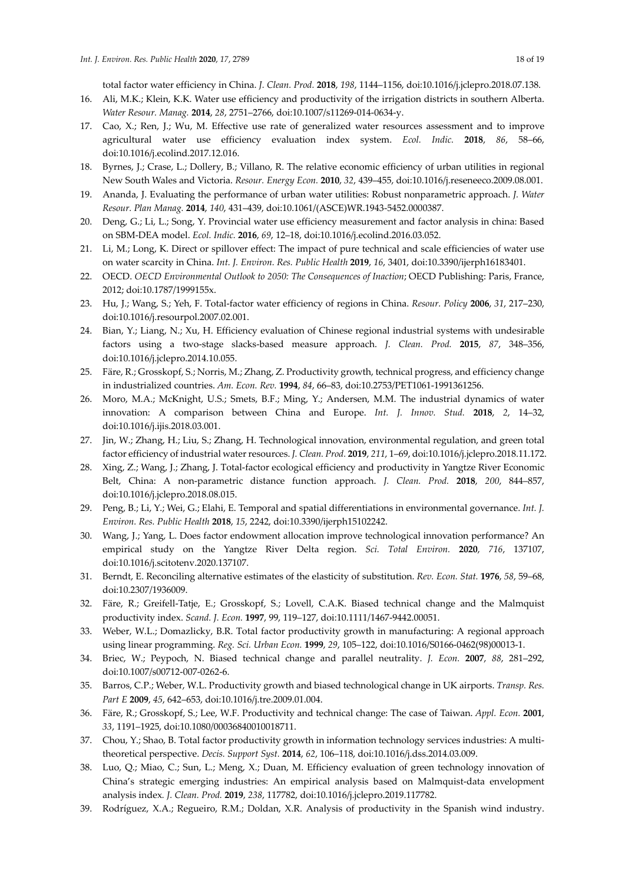total factor water efficiency in China. *J. Clean. Prod.* **2018**, *198*, 1144–1156, doi:10.1016/j.jclepro.2018.07.138.

16. Ali, M.K.; Klein, K.K. Water use efficiency and productivity of the irrigation districts in southern Alberta. *Water Resour. Manag.* **2014**, *28*, 2751–2766, doi:10.1007/s11269-014-0634-y.
17. Cao, X.; Ren, J.; Wu, M. Effective use rate of generalized water resources assessment and to improve agricultural water use efficiency evaluation index system. *Ecol. Indic.* **2018**, *86*, 58–66, doi:10.1016/j.ecolind.2017.12.016.
18. Byrnes, J.; Crase, L.; Dollery, B.; Villano, R. The relative economic efficiency of urban utilities in regional New South Wales and Victoria. *Resour. Energy Econ.* **2010**, *32*, 439–455, doi:10.1016/j.reseneeco.2009.08.001.
19. Ananda, J. Evaluating the performance of urban water utilities: Robust nonparametric approach. *J. Water Resour. Plan Manag.* **2014**, *140*, 431–439, doi:10.1061/(ASCE)WR.1943-5452.0000387.
20. Deng, G.; Li, L.; Song, Y. Provincial water use efficiency measurement and factor analysis in china: Based on SBM-DEA model. *Ecol. Indic.* **2016**, *69*, 12–18, doi:10.1016/j.ecolind.2016.03.052.
21. Li, M.; Long, K. Direct or spillover effect: The impact of pure technical and scale efficiencies of water use on water scarcity in China. *Int. J. Environ. Res. Public Health* **2019**, *16*, 3401, doi:10.3390/ijerph16183401.
22. OECD. *OECD Environmental Outlook to 2050: The Consequences of Inaction*; OECD Publishing: Paris, France, 2012; doi:10.1787/1999155x.
23. Hu, J.; Wang, S.; Yeh, F. Total-factor water efficiency of regions in China. *Resour. Policy* **2006**, *31*, 217–230, doi:10.1016/j.resourpol.2007.02.001.
24. Bian, Y.; Liang, N.; Xu, H. Efficiency evaluation of Chinese regional industrial systems with undesirable factors using a two-stage slacks-based measure approach. *J. Clean. Prod.* **2015**, *87*, 348–356, doi:10.1016/j.jclepro.2014.10.055.
25. Färe, R.; Grosskopf, S.; Norris, M.; Zhang, Z. Productivity growth, technical progress, and efficiency change in industrialized countries. *Am. Econ. Rev.* **1994**, *84*, 66–83, doi:10.2753/PET1061-1991361256.
26. Moro, M.A.; McKnight, U.S.; Smets, B.F.; Ming, Y.; Andersen, M.M. The industrial dynamics of water innovation: A comparison between China and Europe. *Int. J. Innov. Stud.* **2018**, *2*, 14–32, doi:10.1016/j.ijis.2018.03.001.
27. Jin, W.; Zhang, H.; Liu, S.; Zhang, H. Technological innovation, environmental regulation, and green total factor efficiency of industrial water resources. *J. Clean. Prod.* **2019**, *211*, 1–69, doi:10.1016/j.jclepro.2018.11.172.
28. Xing, Z.; Wang, J.; Zhang, J. Total-factor ecological efficiency and productivity in Yangtze River Economic Belt, China: A non-parametric distance function approach. *J. Clean. Prod.* **2018**, *200*, 844–857, doi:10.1016/j.jclepro.2018.08.015.
29. Peng, B.; Li, Y.; Wei, G.; Elahi, E. Temporal and spatial differentiations in environmental governance. *Int. J. Environ. Res. Public Health* **2018**, *15*, 2242, doi:10.3390/ijerph15102242.
30. Wang, J.; Yang, L. Does factor endowment allocation improve technological innovation performance? An empirical study on the Yangtze River Delta region. *Sci. Total Environ.* **2020**, *716*, 137107, doi:10.1016/j.scitotenv.2020.137107.
31. Berndt, E. Reconciling alternative estimates of the elasticity of substitution. *Rev. Econ. Stat.* **1976**, *58*, 59–68, doi:10.2307/1936009.
32. Färe, R.; Greifell-Tatje, E.; Grosskopf, S.; Lovell, C.A.K. Biased technical change and the Malmquist productivity index. *Scand. J. Econ.* **1997**, 99, 119–127, doi:10.1111/1467-9442.00051.
33. Weber, W.L.; Domazlicky, B.R. Total factor productivity growth in manufacturing: A regional approach using linear programming. *Reg. Sci. Urban Econ.* **1999**, *29*, 105–122, doi:10.1016/S0166-0462(98)00013-1.
34. Briec, W.; Peypoch, N. Biased technical change and parallel neutrality. *J. Econ.* **2007**, *88*, 281–292, doi:10.1007/s00712-007-0262-6.
35. Barros, C.P.; Weber, W.L. Productivity growth and biased technological change in UK airports. *Transp. Res. Part E* **2009**, *45*, 642–653, doi:10.1016/j.tre.2009.01.004.
36. Färe, R.; Grosskopf, S.; Lee, W.F. Productivity and technical change: The case of Taiwan. *Appl. Econ.* **2001**, *33*, 1191–1925, doi:10.1080/00036840010018711.
37. Chou, Y.; Shao, B. Total factor productivity growth in information technology services industries: A multi-theoretical perspective. *Decis. Support Syst.* **2014**, *62*, 106–118, doi:10.1016/j.dss.2014.03.009.
38. Luo, Q.; Miao, C.; Sun, L.; Meng, X.; Duan, M. Efficiency evaluation of green technology innovation of China's strategic emerging industries: An empirical analysis based on Malmquist-data envelopment analysis index. *J. Clean. Prod.* **2019**, *238*, 117782, doi:10.1016/j.jclepro.2019.117782.
39. Rodríguez, X.A.; Regueiro, R.M.; Doldan, X.R. Analysis of productivity in the Spanish wind industry.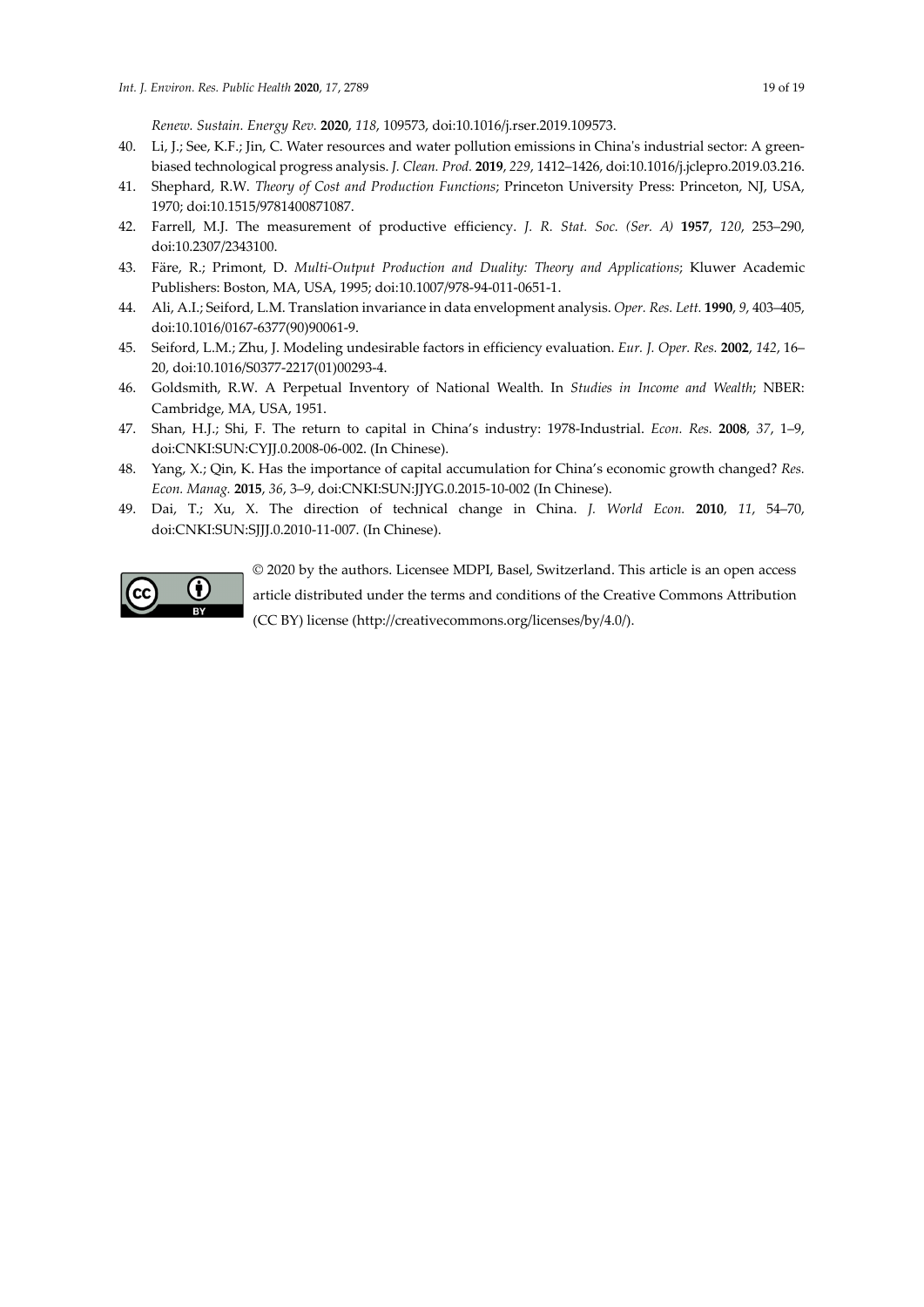*Renew. Sustain. Energy Rev.* **2020**, *118*, 109573, doi:10.1016/j.rser.2019.109573.

40. Li, J.; See, K.F.; Jin, C. Water resources and water pollution emissions in China's industrial sector: A green-biased technological progress analysis. *J. Clean. Prod.* **2019**, *229*, 1412–1426, doi:10.1016/j.jclepro.2019.03.216.
41. Shephard, R.W. *Theory of Cost and Production Functions*; Princeton University Press: Princeton, NJ, USA, 1970; doi:10.1515/9781400871087.
42. Farrell, M.J. The measurement of productive efficiency. *J. R. Stat. Soc. (Ser. A)* **1957**, *120*, 253–290, doi:10.2307/2343100.
43. Färe, R.; Primont, D. *Multi-Output Production and Duality: Theory and Applications*; Kluwer Academic Publishers: Boston, MA, USA, 1995; doi:10.1007/978-94-011-0651-1.
44. Ali, A.I.; Seiford, L.M. Translation invariance in data envelopment analysis. *Oper. Res. Lett.* **1990**, *9*, 403–405, doi:10.1016/0167-6377(90)90061-9.
45. Seiford, L.M.; Zhu, J. Modeling undesirable factors in efficiency evaluation. *Eur. J. Oper. Res.* **2002**, *142*, 16–20, doi:10.1016/S0377-2217(01)00293-4.
46. Goldsmith, R.W. A Perpetual Inventory of National Wealth. In *Studies in Income and Wealth*; NBER: Cambridge, MA, USA, 1951.
47. Shan, H.J.; Shi, F. The return to capital in China's industry: 1978-Industrial. *Econ. Res.* **2008**, *37*, 1–9, doi:CNKI:SUN:CYJJ.0.2008-06-002. (In Chinese).
48. Yang, X.; Qin, K. Has the importance of capital accumulation for China's economic growth changed? *Res. Econ. Manag.* **2015**, *36*, 3–9, doi:CNKI:SUN:JJYG.0.2015-10-002 (In Chinese).
49. Dai, T.; Xu, X. The direction of technical change in China. *J. World Econ.* **2010**, *11*, 54–70, doi:CNKI:SUN:SJJJ.0.2010-11-007. (In Chinese).

© 2020 by the authors. Licensee MDPI, Basel, Switzerland. This article is an open access article distributed under the terms and conditions of the Creative Commons Attribution (CC BY) license (http://creativecommons.org/licenses/by/4.0/).